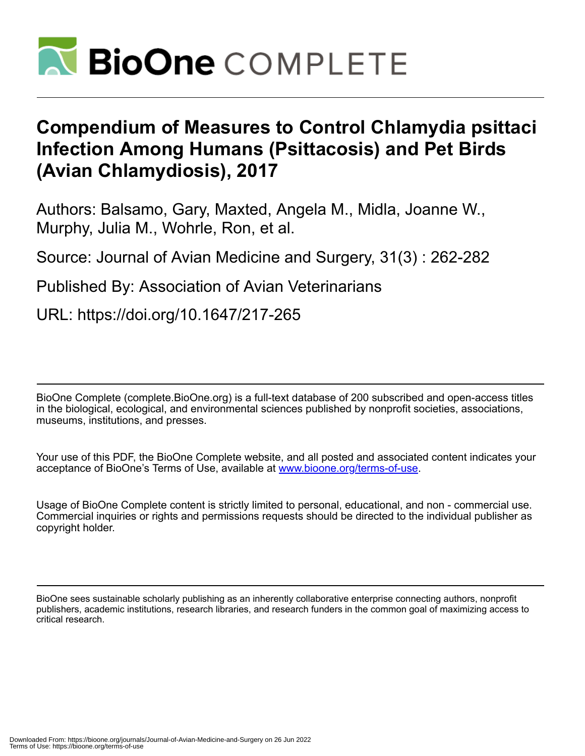# Compendium of Measures to Control Chlamydia psittaci Infection Among Humans (Psittacosis) and Pet Birds (Avian Chlamydiosis), 2017

Authors: Balsamo, Gary, Maxted, Angela M., Midla, Joanne W., Murphy, Julia M., Wohrle, Ron, et al.

Source: Journal of Avian Medicine and Surgery, 31(3) : 262-282

Published By: Association of Avian Veterinarians

URL: https://doi.org/10.1647/217-265

BioOne Complete (complete.BioOne.org) is a full-text database of 200 subscribed and open-access titles in the biological, ecological, and environmental sciences published by nonprofit societies, associations, museums, institutions, and presses.

Your use of this PDF, the BioOne Complete website, and all posted and associated content indicates your acceptance of BioOne's Terms of Use, available at www.bioone.org/terms-of-use.

Usage of BioOne Complete content is strictly limited to personal, educational, and non - commercial use. Commercial inquiries or rights and permissions requests should be directed to the individual publisher as copyright holder.

BioOne sees sustainable scholarly publishing as an inherently collaborative enterprise connecting authors, nonprofit publishers, academic institutions, research libraries, and research funders in the common goal of maximizing access to critical research.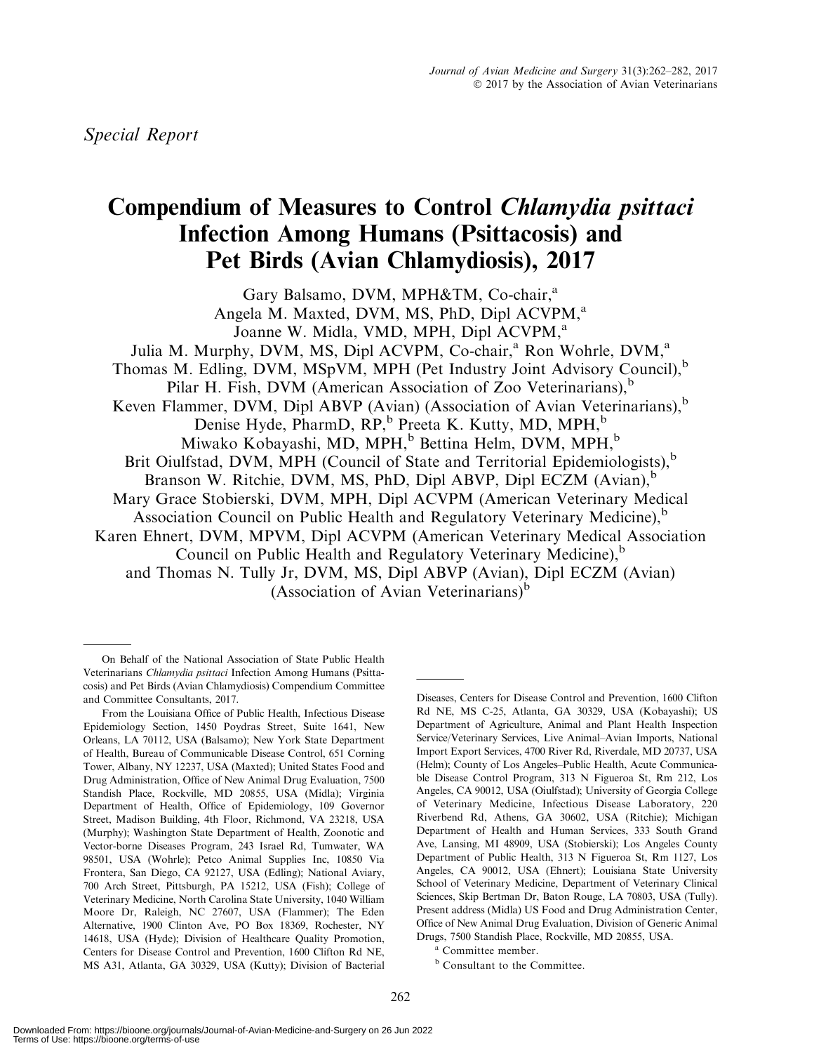*Special Report*

# Compendium of Measures to Control *Chlamydia psittaci* Infection Among Humans (Psittacosis) and Pet Birds (Avian Chlamydiosis), 2017

Gary Balsamo, DVM, MPH&TM, Co-chair,[a]
Angela M. Maxted, DVM, MS, PhD, Dipl ACVPM,[a]
Joanne W. Midla, VMD, MPH, Dipl ACVPM,[a]
Julia M. Murphy, DVM, MS, Dipl ACVPM, Co-chair,[a] Ron Wohrle, DVM,[a]
Thomas M. Edling, DVM, MSpVM, MPH (Pet Industry Joint Advisory Council),[b]
Pilar H. Fish, DVM (American Association of Zoo Veterinarians),[b]
Keven Flammer, DVM, Dipl ABVP (Avian) (Association of Avian Veterinarians),[b]
Denise Hyde, PharmD, RP,[b] Preeta K. Kutty, MD, MPH,[b]
Miwako Kobayashi, MD, MPH,[b] Bettina Helm, DVM, MPH,[b]
Brit Oiulfstad, DVM, MPH (Council of State and Territorial Epidemiologists),[b]
Branson W. Ritchie, DVM, MS, PhD, Dipl ABVP, Dipl ECZM (Avian),[b]
Mary Grace Stobierski, DVM, MPH, Dipl ACVPM (American Veterinary Medical Association Council on Public Health and Regulatory Veterinary Medicine),[b]
Karen Ehnert, DVM, MPVM, Dipl ACVPM (American Veterinary Medical Association Council on Public Health and Regulatory Veterinary Medicine),[b]
and Thomas N. Tully Jr, DVM, MS, Dipl ABVP (Avian), Dipl ECZM (Avian) (Association of Avian Veterinarians)[b]

---

On Behalf of the National Association of State Public Health Veterinarians *Chlamydia psittaci* Infection Among Humans (Psittacosis) and Pet Birds (Avian Chlamydiosis) Compendium Committee and Committee Consultants, 2017.

From the Louisiana Office of Public Health, Infectious Disease Epidemiology Section, 1450 Poydras Street, Suite 1641, New Orleans, LA 70112, USA (Balsamo); New York State Department of Health, Bureau of Communicable Disease Control, 651 Corning Tower, Albany, NY 12237, USA (Maxted); United States Food and Drug Administration, Office of New Animal Drug Evaluation, 7500 Standish Place, Rockville, MD 20855, USA (Midla); Virginia Department of Health, Office of Epidemiology, 109 Governor Street, Madison Building, 4th Floor, Richmond, VA 23218, USA (Murphy); Washington State Department of Health, Zoonotic and Vector-borne Diseases Program, 243 Israel Rd, Tumwater, WA 98501, USA (Wohrle); Petco Animal Supplies Inc, 10850 Via Frontera, San Diego, CA 92127, USA (Edling); National Aviary, 700 Arch Street, Pittsburgh, PA 15212, USA (Fish); College of Veterinary Medicine, North Carolina State University, 1040 William Moore Dr, Raleigh, NC 27607, USA (Flammer); The Eden Alternative, 1900 Clinton Ave, PO Box 18369, Rochester, NY 14618, USA (Hyde); Division of Healthcare Quality Promotion, Centers for Disease Control and Prevention, 1600 Clifton Rd NE, MS A31, Atlanta, GA 30329, USA (Kutty); Division of Bacterial Diseases, Centers for Disease Control and Prevention, 1600 Clifton Rd NE, MS C-25, Atlanta, GA 30329, USA (Kobayashi); US Department of Agriculture, Animal and Plant Health Inspection Service/Veterinary Services, Live Animal–Avian Imports, National Import Export Services, 4700 River Rd, Riverdale, MD 20737, USA (Helm); County of Los Angeles–Public Health, Acute Communicable Disease Control Program, 313 N Figueroa St, Rm 212, Los Angeles, CA 90012, USA (Oiulfstad); University of Georgia College of Veterinary Medicine, Infectious Disease Laboratory, 220 Riverbend Rd, Athens, GA 30602, USA (Ritchie); Michigan Department of Health and Human Services, 333 South Grand Ave, Lansing, MI 48909, USA (Stobierski); Los Angeles County Department of Public Health, 313 N Figueroa St, Rm 1127, Los Angeles, CA 90012, USA (Ehnert); Louisiana State University School of Veterinary Medicine, Department of Veterinary Clinical Sciences, Skip Bertman Dr, Baton Rouge, LA 70803, USA (Tully). Present address (Midla) US Food and Drug Administration Center, Office of New Animal Drug Evaluation, Division of Generic Animal Drugs, 7500 Standish Place, Rockville, MD 20855, USA.

[a] Committee member.

[b] Consultant to the Committee.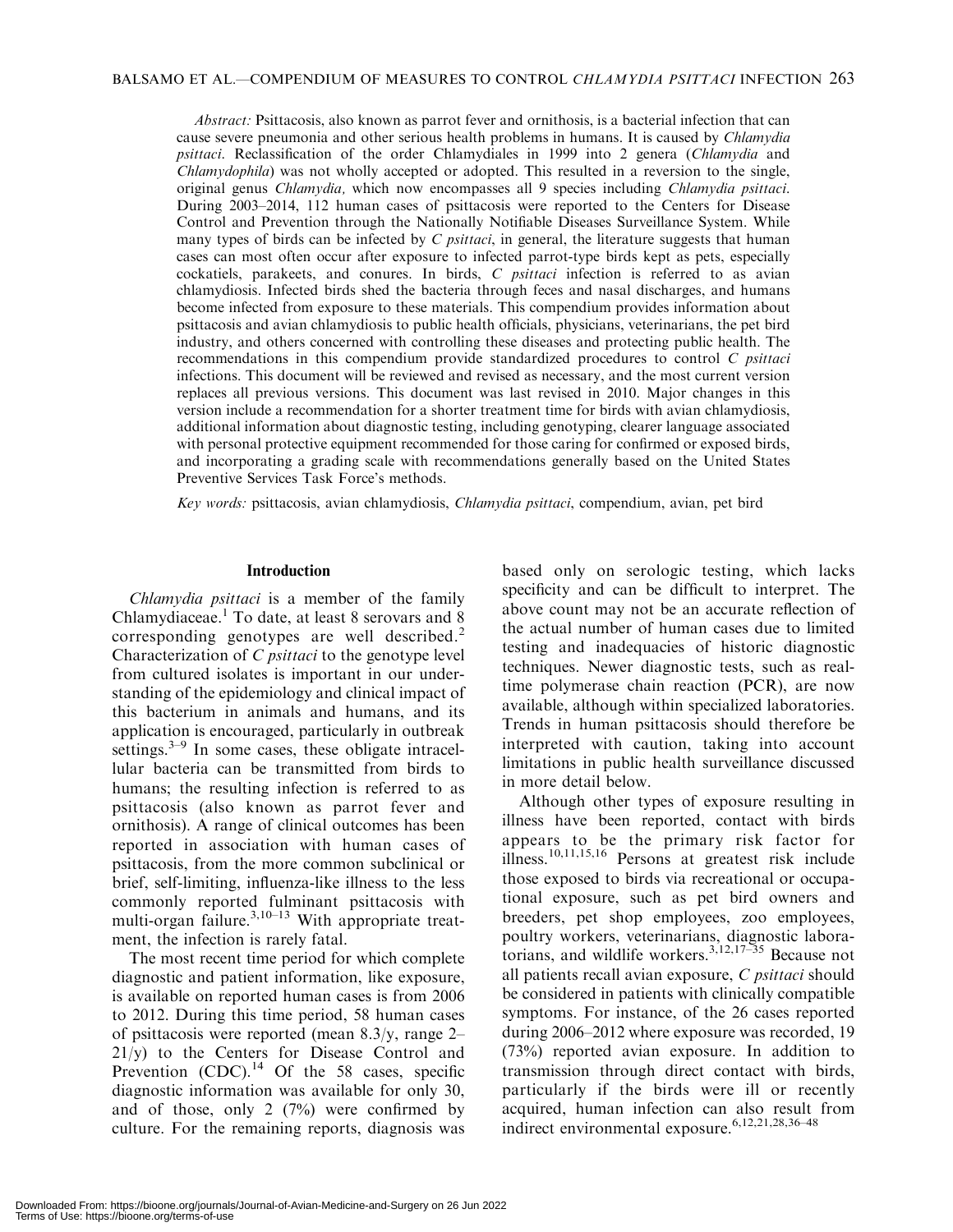*Abstract:* Psittacosis, also known as parrot fever and ornithosis, is a bacterial infection that can cause severe pneumonia and other serious health problems in humans. It is caused by *Chlamydia psittaci*. Reclassification of the order Chlamydiales in 1999 into 2 genera (*Chlamydia* and *Chlamydophila*) was not wholly accepted or adopted. This resulted in a reversion to the single, original genus *Chlamydia,* which now encompasses all 9 species including *Chlamydia psittaci*. During 2003–2014, 112 human cases of psittacosis were reported to the Centers for Disease Control and Prevention through the Nationally Notifiable Diseases Surveillance System. While many types of birds can be infected by *C psittaci*, in general, the literature suggests that human cases can most often occur after exposure to infected parrot-type birds kept as pets, especially cockatiels, parakeets, and conures. In birds, *C psittaci* infection is referred to as avian chlamydiosis. Infected birds shed the bacteria through feces and nasal discharges, and humans become infected from exposure to these materials. This compendium provides information about psittacosis and avian chlamydiosis to public health officials, physicians, veterinarians, the pet bird industry, and others concerned with controlling these diseases and protecting public health. The recommendations in this compendium provide standardized procedures to control *C psittaci* infections. This document will be reviewed and revised as necessary, and the most current version replaces all previous versions. This document was last revised in 2010. Major changes in this version include a recommendation for a shorter treatment time for birds with avian chlamydiosis, additional information about diagnostic testing, including genotyping, clearer language associated with personal protective equipment recommended for those caring for confirmed or exposed birds, and incorporating a grading scale with recommendations generally based on the United States Preventive Services Task Force's methods.

*Key words:* psittacosis, avian chlamydiosis, *Chlamydia psittaci*, compendium, avian, pet bird

## Introduction

*Chlamydia psittaci* is a member of the family Chlamydiaceae.[1] To date, at least 8 serovars and 8 corresponding genotypes are well described.[2] Characterization of *C psittaci* to the genotype level from cultured isolates is important in our understanding of the epidemiology and clinical impact of this bacterium in animals and humans, and its application is encouraged, particularly in outbreak settings.[3–9] In some cases, these obligate intracellular bacteria can be transmitted from birds to humans; the resulting infection is referred to as psittacosis (also known as parrot fever and ornithosis). A range of clinical outcomes has been reported in association with human cases of psittacosis, from the more common subclinical or brief, self-limiting, influenza-like illness to the less commonly reported fulminant psittacosis with multi-organ failure.[3,10–13] With appropriate treatment, the infection is rarely fatal.

The most recent time period for which complete diagnostic and patient information, like exposure, is available on reported human cases is from 2006 to 2012. During this time period, 58 human cases of psittacosis were reported (mean 8.3/y, range 2–21/y) to the Centers for Disease Control and Prevention (CDC).[14] Of the 58 cases, specific diagnostic information was available for only 30, and of those, only 2 (7%) were confirmed by culture. For the remaining reports, diagnosis was based only on serologic testing, which lacks specificity and can be difficult to interpret. The above count may not be an accurate reflection of the actual number of human cases due to limited testing and inadequacies of historic diagnostic techniques. Newer diagnostic tests, such as real-time polymerase chain reaction (PCR), are now available, although within specialized laboratories. Trends in human psittacosis should therefore be interpreted with caution, taking into account limitations in public health surveillance discussed in more detail below.

Although other types of exposure resulting in illness have been reported, contact with birds appears to be the primary risk factor for illness.[10,11,15,16] Persons at greatest risk include those exposed to birds via recreational or occupational exposure, such as pet bird owners and breeders, pet shop employees, zoo employees, poultry workers, veterinarians, diagnostic laboratorians, and wildlife workers.[3,12,17–35] Because not all patients recall avian exposure, *C psittaci* should be considered in patients with clinically compatible symptoms. For instance, of the 26 cases reported during 2006–2012 where exposure was recorded, 19 (73%) reported avian exposure. In addition to transmission through direct contact with birds, particularly if the birds were ill or recently acquired, human infection can also result from indirect environmental exposure.[6,12,21,28,36–48]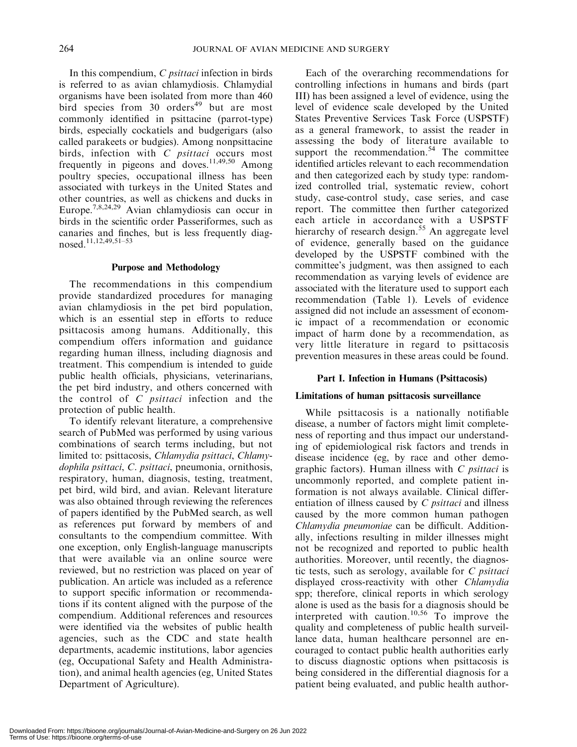In this compendium, *C psittaci* infection in birds is referred to as avian chlamydiosis. Chlamydial organisms have been isolated from more than 460 bird species from 30 orders[49] but are most commonly identified in psittacine (parrot-type) birds, especially cockatiels and budgerigars (also called parakeets or budgies). Among nonpsittacine birds, infection with *C psittaci* occurs most frequently in pigeons and doves.[11,49,50] Among poultry species, occupational illness has been associated with turkeys in the United States and other countries, as well as chickens and ducks in Europe.[7,8,24,29] Avian chlamydiosis can occur in birds in the scientific order Passeriformes, such as canaries and finches, but is less frequently diagnosed.[11,12,49,51–53]

## Purpose and Methodology

The recommendations in this compendium provide standardized procedures for managing avian chlamydiosis in the pet bird population, which is an essential step in efforts to reduce psittacosis among humans. Additionally, this compendium offers information and guidance regarding human illness, including diagnosis and treatment. This compendium is intended to guide public health officials, physicians, veterinarians, the pet bird industry, and others concerned with the control of *C psittaci* infection and the protection of public health.

To identify relevant literature, a comprehensive search of PubMed was performed by using various combinations of search terms including, but not limited to: psittacosis, *Chlamydia psittaci*, *Chlamydophila psittaci*, *C. psittaci*, pneumonia, ornithosis, respiratory, human, diagnosis, testing, treatment, pet bird, wild bird, and avian. Relevant literature was also obtained through reviewing the references of papers identified by the PubMed search, as well as references put forward by members of and consultants to the compendium committee. With one exception, only English-language manuscripts that were available via an online source were reviewed, but no restriction was placed on year of publication. An article was included as a reference to support specific information or recommendations if its content aligned with the purpose of the compendium. Additional references and resources were identified via the websites of public health agencies, such as the CDC and state health departments, academic institutions, labor agencies (eg, Occupational Safety and Health Administration), and animal health agencies (eg, United States Department of Agriculture).

Each of the overarching recommendations for controlling infections in humans and birds (part III) has been assigned a level of evidence, using the level of evidence scale developed by the United States Preventive Services Task Force (USPSTF) as a general framework, to assist the reader in assessing the body of literature available to support the recommendation.[54] The committee identified articles relevant to each recommendation and then categorized each by study type: randomized controlled trial, systematic review, cohort study, case-control study, case series, and case report. The committee then further categorized each article in accordance with a USPSTF hierarchy of research design.[55] An aggregate level of evidence, generally based on the guidance developed by the USPSTF combined with the committee's judgment, was then assigned to each recommendation as varying levels of evidence are associated with the literature used to support each recommendation (Table 1). Levels of evidence assigned did not include an assessment of economic impact of a recommendation or economic impact of harm done by a recommendation, as very little literature in regard to psittacosis prevention measures in these areas could be found.

## Part I. Infection in Humans (Psittacosis)

### Limitations of human psittacosis surveillance

While psittacosis is a nationally notifiable disease, a number of factors might limit completeness of reporting and thus impact our understanding of epidemiological risk factors and trends in disease incidence (eg, by race and other demographic factors). Human illness with *C psittaci* is uncommonly reported, and complete patient information is not always available. Clinical differentiation of illness caused by *C psittaci* and illness caused by the more common human pathogen *Chlamydia pneumoniae* can be difficult. Additionally, infections resulting in milder illnesses might not be recognized and reported to public health authorities. Moreover, until recently, the diagnostic tests, such as serology, available for *C psittaci* displayed cross-reactivity with other *Chlamydia* spp; therefore, clinical reports in which serology alone is used as the basis for a diagnosis should be interpreted with caution.[10,56] To improve the quality and completeness of public health surveillance data, human healthcare personnel are encouraged to contact public health authorities early to discuss diagnostic options when psittacosis is being considered in the differential diagnosis for a patient being evaluated, and public health author-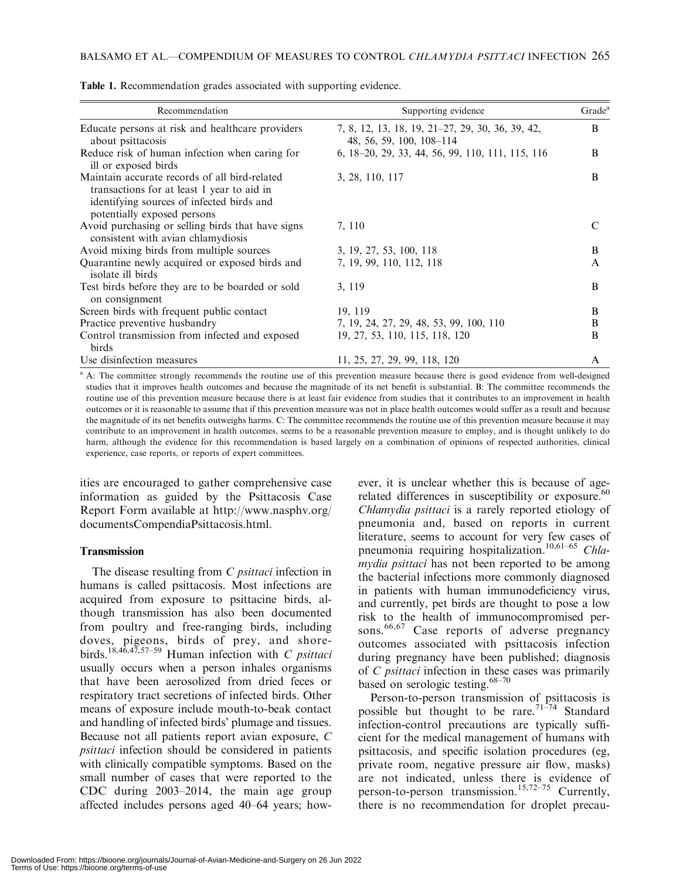**Table 1.** Recommendation grades associated with supporting evidence.

| Recommendation | Supporting evidence | Grade[a] |
|---|---|---|
| Educate persons at risk and healthcare providers about psittacosis | 7, 8, 12, 13, 18, 19, 21–27, 29, 30, 36, 39, 42, 48, 56, 59, 100, 108–114 | B |
| Reduce risk of human infection when caring for ill or exposed birds | 6, 18–20, 29, 33, 44, 56, 99, 110, 111, 115, 116 | B |
| Maintain accurate records of all bird-related transactions for at least 1 year to aid in identifying sources of infected birds and potentially exposed persons | 3, 28, 110, 117 | B |
| Avoid purchasing or selling birds that have signs consistent with avian chlamydiosis | 7, 110 | C |
| Avoid mixing birds from multiple sources | 3, 19, 27, 53, 100, 118 | B |
| Quarantine newly acquired or exposed birds and isolate ill birds | 7, 19, 99, 110, 112, 118 | A |
| Test birds before they are to be boarded or sold on consignment | 3, 119 | B |
| Screen birds with frequent public contact | 19, 119 | B |
| Practice preventive husbandry | 7, 19, 24, 27, 29, 48, 53, 99, 100, 110 | B |
| Control transmission from infected and exposed birds | 19, 27, 53, 110, 115, 118, 120 | B |
| Use disinfection measures | 11, 25, 27, 29, 99, 118, 120 | A |

[a] A: The committee strongly recommends the routine use of this prevention measure because there is good evidence from well-designed studies that it improves health outcomes and because the magnitude of its net benefit is substantial. B: The committee recommends the routine use of this prevention measure because there is at least fair evidence from studies that it contributes to an improvement in health outcomes or it is reasonable to assume that if this prevention measure was not in place health outcomes would suffer as a result and because the magnitude of its net benefits outweighs harms. C: The committee recommends the routine use of this prevention measure because it may contribute to an improvement in health outcomes, seems to be a reasonable prevention measure to employ, and is thought unlikely to do harm, although the evidence for this recommendation is based largely on a combination of opinions of respected authorities, clinical experience, case reports, or reports of expert committees.

ities are encouraged to gather comprehensive case information as guided by the Psittacosis Case Report Form available at http://www.nasphv.org/documentsCompendiaPsittacosis.html.

### Transmission

The disease resulting from *C psittaci* infection in humans is called psittacosis. Most infections are acquired from exposure to psittacine birds, although transmission has also been documented from poultry and free-ranging birds, including doves, pigeons, birds of prey, and shorebirds.[18,46,47,57–59] Human infection with *C psittaci* usually occurs when a person inhales organisms that have been aerosolized from dried feces or respiratory tract secretions of infected birds. Other means of exposure include mouth-to-beak contact and handling of infected birds' plumage and tissues. Because not all patients report avian exposure, *C psittaci* infection should be considered in patients with clinically compatible symptoms. Based on the small number of cases that were reported to the CDC during 2003–2014, the main age group affected includes persons aged 40–64 years; however, it is unclear whether this is because of age-related differences in susceptibility or exposure.[60] *Chlamydia psittaci* is a rarely reported etiology of pneumonia and, based on reports in current literature, seems to account for very few cases of pneumonia requiring hospitalization.[10,61–65] *Chlamydia psittaci* has not been reported to be among the bacterial infections more commonly diagnosed in patients with human immunodeficiency virus, and currently, pet birds are thought to pose a low risk to the health of immunocompromised persons.[66,67] Case reports of adverse pregnancy outcomes associated with psittacosis infection during pregnancy have been published; diagnosis of *C psittaci* infection in these cases was primarily based on serologic testing.[68–70]

Person-to-person transmission of psittacosis is possible but thought to be rare.[71–74] Standard infection-control precautions are typically sufficient for the medical management of humans with psittacosis, and specific isolation procedures (eg, private room, negative pressure air flow, masks) are not indicated, unless there is evidence of person-to-person transmission.[15,72–75] Currently, there is no recommendation for droplet precau-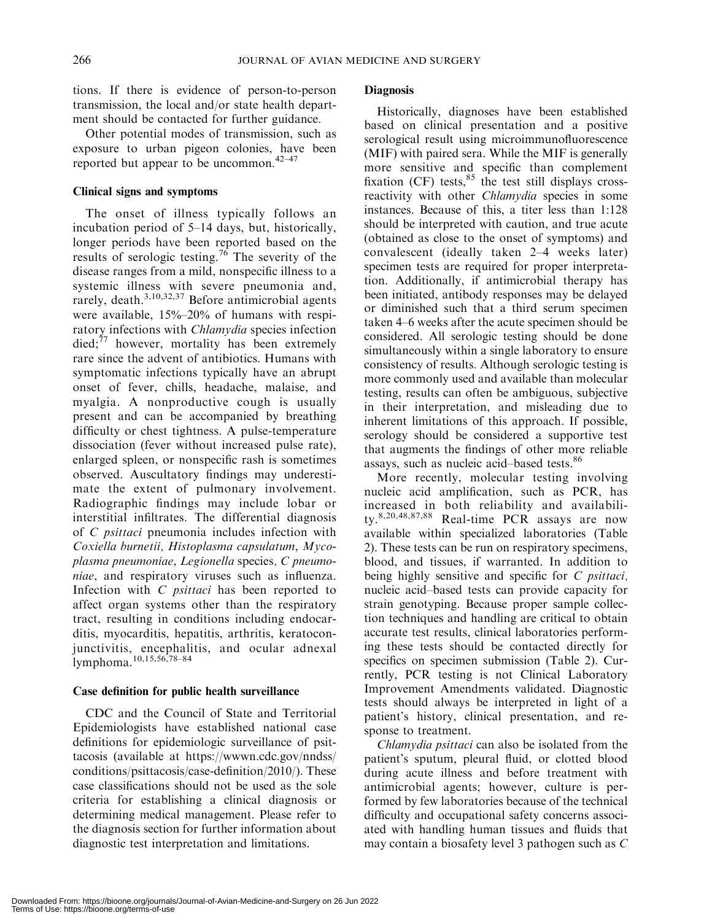tions. If there is evidence of person-to-person transmission, the local and/or state health department should be contacted for further guidance.

Other potential modes of transmission, such as exposure to urban pigeon colonies, have been reported but appear to be uncommon.[42–47]

### Clinical signs and symptoms

The onset of illness typically follows an incubation period of 5–14 days, but, historically, longer periods have been reported based on the results of serologic testing.[76] The severity of the disease ranges from a mild, nonspecific illness to a systemic illness with severe pneumonia and, rarely, death.[3,10,32,37] Before antimicrobial agents were available, 15%–20% of humans with respiratory infections with *Chlamydia* species infection died;[77] however, mortality has been extremely rare since the advent of antibiotics. Humans with symptomatic infections typically have an abrupt onset of fever, chills, headache, malaise, and myalgia. A nonproductive cough is usually present and can be accompanied by breathing difficulty or chest tightness. A pulse-temperature dissociation (fever without increased pulse rate), enlarged spleen, or nonspecific rash is sometimes observed. Auscultatory findings may underestimate the extent of pulmonary involvement. Radiographic findings may include lobar or interstitial infiltrates. The differential diagnosis of *C psittaci* pneumonia includes infection with *Coxiella burnetii, Histoplasma capsulatum*, *Mycoplasma pneumoniae*, *Legionella* species*, C pneumoniae*, and respiratory viruses such as influenza. Infection with *C psittaci* has been reported to affect organ systems other than the respiratory tract, resulting in conditions including endocarditis, myocarditis, hepatitis, arthritis, keratoconjunctivitis, encephalitis, and ocular adnexal lymphoma.[10,15,56,78–84]

### Case definition for public health surveillance

CDC and the Council of State and Territorial Epidemiologists have established national case definitions for epidemiologic surveillance of psittacosis (available at https://wwwn.cdc.gov/nndss/conditions/psittacosis/case-definition/2010/). These case classifications should not be used as the sole criteria for establishing a clinical diagnosis or determining medical management. Please refer to the diagnosis section for further information about diagnostic test interpretation and limitations.

### Diagnosis

Historically, diagnoses have been established based on clinical presentation and a positive serological result using microimmunofluorescence (MIF) with paired sera. While the MIF is generally more sensitive and specific than complement fixation (CF) tests,[85] the test still displays cross-reactivity with other *Chlamydia* species in some instances. Because of this, a titer less than 1:128 should be interpreted with caution, and true acute (obtained as close to the onset of symptoms) and convalescent (ideally taken 2–4 weeks later) specimen tests are required for proper interpretation. Additionally, if antimicrobial therapy has been initiated, antibody responses may be delayed or diminished such that a third serum specimen taken 4–6 weeks after the acute specimen should be considered. All serologic testing should be done simultaneously within a single laboratory to ensure consistency of results. Although serologic testing is more commonly used and available than molecular testing, results can often be ambiguous, subjective in their interpretation, and misleading due to inherent limitations of this approach. If possible, serology should be considered a supportive test that augments the findings of other more reliable assays, such as nucleic acid–based tests.[86]

More recently, molecular testing involving nucleic acid amplification, such as PCR, has increased in both reliability and availability.[8,20,48,87,88] Real-time PCR assays are now available within specialized laboratories (Table 2). These tests can be run on respiratory specimens, blood, and tissues, if warranted. In addition to being highly sensitive and specific for *C psittaci,* nucleic acid–based tests can provide capacity for strain genotyping. Because proper sample collection techniques and handling are critical to obtain accurate test results, clinical laboratories performing these tests should be contacted directly for specifics on specimen submission (Table 2). Currently, PCR testing is not Clinical Laboratory Improvement Amendments validated. Diagnostic tests should always be interpreted in light of a patient's history, clinical presentation, and response to treatment.

*Chlamydia psittaci* can also be isolated from the patient's sputum, pleural fluid, or clotted blood during acute illness and before treatment with antimicrobial agents; however, culture is performed by few laboratories because of the technical difficulty and occupational safety concerns associated with handling human tissues and fluids that may contain a biosafety level 3 pathogen such as *C*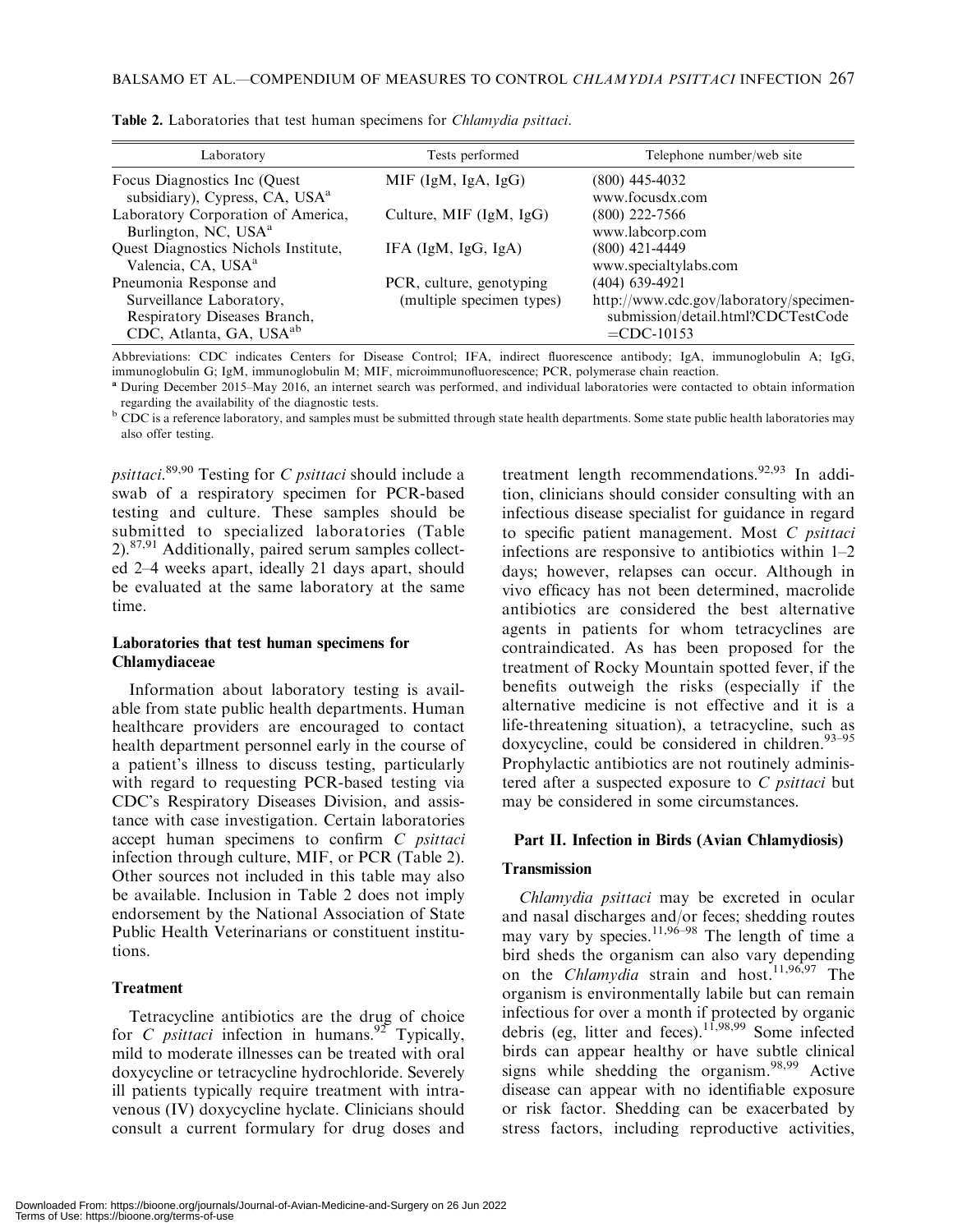Table 2. Laboratories that test human specimens for *Chlamydia psittaci*.

| Laboratory | Tests performed | Telephone number/web site |
|---|---|---|
| Focus Diagnostics Inc (Quest subsidiary), Cypress, CA, USA[a] | MIF (IgM, IgA, IgG) | (800) 445-4032 www.focusdx.com |
| Laboratory Corporation of America, Burlington, NC, USA[a] | Culture, MIF (IgM, IgG) | (800) 222-7566 www.labcorp.com |
| Quest Diagnostics Nichols Institute, Valencia, CA, USA[a] | IFA (IgM, IgG, IgA) | (800) 421-4449 www.specialtylabs.com |
| Pneumonia Response and Surveillance Laboratory, Respiratory Diseases Branch, CDC, Atlanta, GA, USA[ab] | PCR, culture, genotyping (multiple specimen types) | (404) 639-4921 http://www.cdc.gov/laboratory/specimen-submission/detail.html?CDCTestCode=CDC-10153 |

Abbreviations: CDC indicates Centers for Disease Control; IFA, indirect fluorescence antibody; IgA, immunoglobulin A; IgG, immunoglobulin G; IgM, immunoglobulin M; MIF, microimmunofluorescence; PCR, polymerase chain reaction.

[a] During December 2015–May 2016, an internet search was performed, and individual laboratories were contacted to obtain information regarding the availability of the diagnostic tests.

[b] CDC is a reference laboratory, and samples must be submitted through state health departments. Some state public health laboratories may also offer testing.

*psittaci*.[89,90] Testing for *C psittaci* should include a swab of a respiratory specimen for PCR-based testing and culture. These samples should be submitted to specialized laboratories (Table 2).[87,91] Additionally, paired serum samples collected 2–4 weeks apart, ideally 21 days apart, should be evaluated at the same laboratory at the same time.

### Laboratories that test human specimens for Chlamydiaceae

Information about laboratory testing is available from state public health departments. Human healthcare providers are encouraged to contact health department personnel early in the course of a patient's illness to discuss testing, particularly with regard to requesting PCR-based testing via CDC's Respiratory Diseases Division, and assistance with case investigation. Certain laboratories accept human specimens to confirm *C psittaci* infection through culture, MIF, or PCR (Table 2). Other sources not included in this table may also be available. Inclusion in Table 2 does not imply endorsement by the National Association of State Public Health Veterinarians or constituent institutions.

### Treatment

Tetracycline antibiotics are the drug of choice for *C psittaci* infection in humans.[92] Typically, mild to moderate illnesses can be treated with oral doxycycline or tetracycline hydrochloride. Severely ill patients typically require treatment with intravenous (IV) doxycycline hyclate. Clinicians should consult a current formulary for drug doses and treatment length recommendations.[92,93] In addition, clinicians should consider consulting with an infectious disease specialist for guidance in regard to specific patient management. Most *C psittaci* infections are responsive to antibiotics within 1–2 days; however, relapses can occur. Although in vivo efficacy has not been determined, macrolide antibiotics are considered the best alternative agents in patients for whom tetracyclines are contraindicated. As has been proposed for the treatment of Rocky Mountain spotted fever, if the benefits outweigh the risks (especially if the alternative medicine is not effective and it is a life-threatening situation), a tetracycline, such as doxycycline, could be considered in children.[93–95] Prophylactic antibiotics are not routinely administered after a suspected exposure to *C psittaci* but may be considered in some circumstances.

## Part II. Infection in Birds (Avian Chlamydiosis)

### Transmission

*Chlamydia psittaci* may be excreted in ocular and nasal discharges and/or feces; shedding routes may vary by species.[11,96–98] The length of time a bird sheds the organism can also vary depending on the *Chlamydia* strain and host.[11,96,97] The organism is environmentally labile but can remain infectious for over a month if protected by organic debris (eg, litter and feces).[11,98,99] Some infected birds can appear healthy or have subtle clinical signs while shedding the organism.[98,99] Active disease can appear with no identifiable exposure or risk factor. Shedding can be exacerbated by stress factors, including reproductive activities,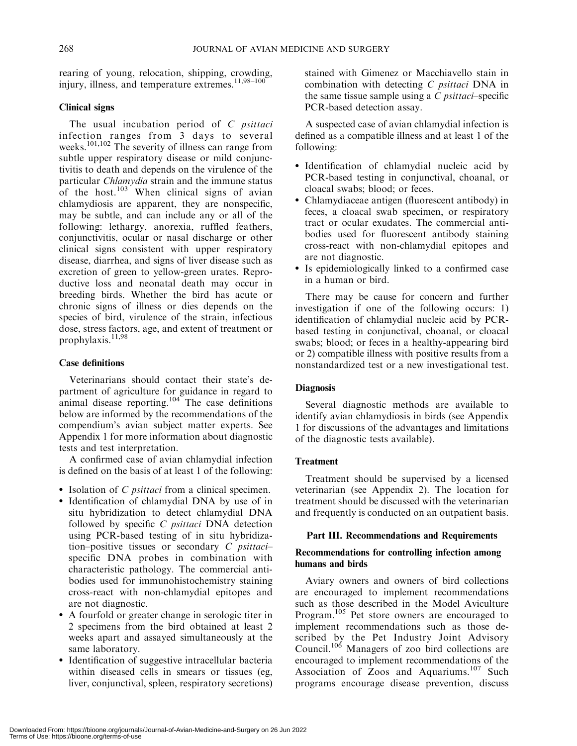rearing of young, relocation, shipping, crowding, injury, illness, and temperature extremes.[11,98–100]

### Clinical signs

The usual incubation period of *C psittaci* infection ranges from 3 days to several weeks.[101,102] The severity of illness can range from subtle upper respiratory disease or mild conjunctivitis to death and depends on the virulence of the particular *Chlamydia* strain and the immune status of the host.[103] When clinical signs of avian chlamydiosis are apparent, they are nonspecific, may be subtle, and can include any or all of the following: lethargy, anorexia, ruffled feathers, conjunctivitis, ocular or nasal discharge or other clinical signs consistent with upper respiratory disease, diarrhea, and signs of liver disease such as excretion of green to yellow-green urates. Reproductive loss and neonatal death may occur in breeding birds. Whether the bird has acute or chronic signs of illness or dies depends on the species of bird, virulence of the strain, infectious dose, stress factors, age, and extent of treatment or prophylaxis.[11,98]

### Case definitions

Veterinarians should contact their state's department of agriculture for guidance in regard to animal disease reporting.[104] The case definitions below are informed by the recommendations of the compendium's avian subject matter experts. See Appendix 1 for more information about diagnostic tests and test interpretation.

A confirmed case of avian chlamydial infection is defined on the basis of at least 1 of the following:

- Isolation of *C psittaci* from a clinical specimen.
- Identification of chlamydial DNA by use of in situ hybridization to detect chlamydial DNA followed by specific *C psittaci* DNA detection using PCR-based testing of in situ hybridization–positive tissues or secondary *C psittaci*–specific DNA probes in combination with characteristic pathology. The commercial antibodies used for immunohistochemistry staining cross-react with non-chlamydial epitopes and are not diagnostic.
- A fourfold or greater change in serologic titer in 2 specimens from the bird obtained at least 2 weeks apart and assayed simultaneously at the same laboratory.
- Identification of suggestive intracellular bacteria within diseased cells in smears or tissues (eg, liver, conjunctival, spleen, respiratory secretions) stained with Gimenez or Macchiavello stain in combination with detecting *C psittaci* DNA in the same tissue sample using a *C psittaci*–specific PCR-based detection assay.

A suspected case of avian chlamydial infection is defined as a compatible illness and at least 1 of the following:

- Identification of chlamydial nucleic acid by PCR-based testing in conjunctival, choanal, or cloacal swabs; blood; or feces.
- Chlamydiaceae antigen (fluorescent antibody) in feces, a cloacal swab specimen, or respiratory tract or ocular exudates. The commercial antibodies used for fluorescent antibody staining cross-react with non-chlamydial epitopes and are not diagnostic.
- Is epidemiologically linked to a confirmed case in a human or bird.

There may be cause for concern and further investigation if one of the following occurs: 1) identification of chlamydial nucleic acid by PCR-based testing in conjunctival, choanal, or cloacal swabs; blood; or feces in a healthy-appearing bird or 2) compatible illness with positive results from a nonstandardized test or a new investigational test.

### Diagnosis

Several diagnostic methods are available to identify avian chlamydiosis in birds (see Appendix 1 for discussions of the advantages and limitations of the diagnostic tests available).

### Treatment

Treatment should be supervised by a licensed veterinarian (see Appendix 2). The location for treatment should be discussed with the veterinarian and frequently is conducted on an outpatient basis.

## Part III. Recommendations and Requirements

### Recommendations for controlling infection among humans and birds

Aviary owners and owners of bird collections are encouraged to implement recommendations such as those described in the Model Aviculture Program.[105] Pet store owners are encouraged to implement recommendations such as those described by the Pet Industry Joint Advisory Council.[106] Managers of zoo bird collections are encouraged to implement recommendations of the Association of Zoos and Aquariums.[107] Such programs encourage disease prevention, discuss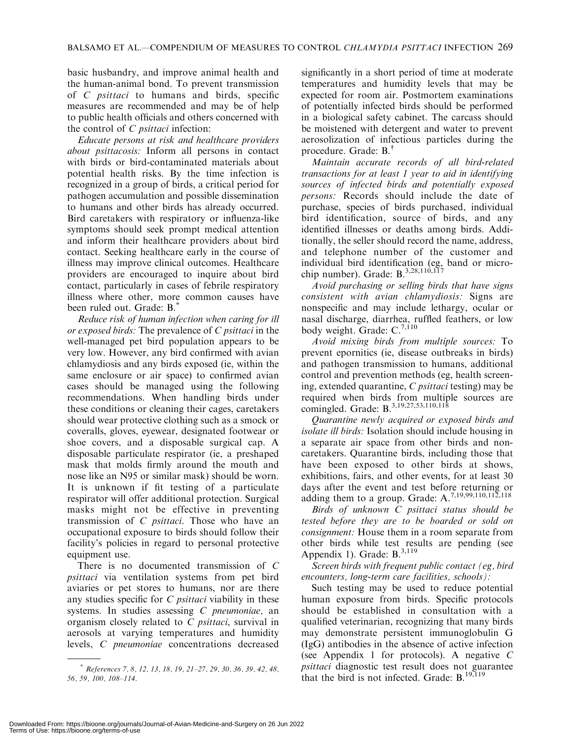basic husbandry, and improve animal health and the human-animal bond. To prevent transmission of *C psittaci* to humans and birds, specific measures are recommended and may be of help to public health officials and others concerned with the control of *C psittaci* infection:

*Educate persons at risk and healthcare providers about psittacosis:* Inform all persons in contact with birds or bird-contaminated materials about potential health risks. By the time infection is recognized in a group of birds, a critical period for pathogen accumulation and possible dissemination to humans and other birds has already occurred. Bird caretakers with respiratory or influenza-like symptoms should seek prompt medical attention and inform their healthcare providers about bird contact. Seeking healthcare early in the course of illness may improve clinical outcomes. Healthcare providers are encouraged to inquire about bird contact, particularly in cases of febrile respiratory illness where other, more common causes have been ruled out. Grade: B.[*]

*Reduce risk of human infection when caring for ill or exposed birds:* The prevalence of *C psittaci* in the well-managed pet bird population appears to be very low. However, any bird confirmed with avian chlamydiosis and any birds exposed (ie, within the same enclosure or air space) to confirmed avian cases should be managed using the following recommendations. When handling birds under these conditions or cleaning their cages, caretakers should wear protective clothing such as a smock or coveralls, gloves, eyewear, designated footwear or shoe covers, and a disposable surgical cap. A disposable particulate respirator (ie, a preshaped mask that molds firmly around the mouth and nose like an N95 or similar mask) should be worn. It is unknown if fit testing of a particulate respirator will offer additional protection. Surgical masks might not be effective in preventing transmission of *C psittaci*. Those who have an occupational exposure to birds should follow their facility's policies in regard to personal protective equipment use.

There is no documented transmission of *C psittaci* via ventilation systems from pet bird aviaries or pet stores to humans, nor are there any studies specific for *C psittaci* viability in these systems. In studies assessing *C pneumoniae,* an organism closely related to *C psittaci*, survival in aerosols at varying temperatures and humidity levels, *C pneumoniae* concentrations decreased significantly in a short period of time at moderate temperatures and humidity levels that may be expected for room air. Postmortem examinations of potentially infected birds should be performed in a biological safety cabinet. The carcass should be moistened with detergent and water to prevent aerosolization of infectious particles during the procedure. Grade: B.[†]

*Maintain accurate records of all bird-related transactions for at least 1 year to aid in identifying sources of infected birds and potentially exposed persons:* Records should include the date of purchase, species of birds purchased, individual bird identification, source of birds, and any identified illnesses or deaths among birds. Additionally, the seller should record the name, address, and telephone number of the customer and individual bird identification (eg, band or microchip number). Grade: B.[3,28,110,117]

*Avoid purchasing or selling birds that have signs consistent with avian chlamydiosis:* Signs are nonspecific and may include lethargy, ocular or nasal discharge, diarrhea, ruffled feathers, or low body weight. Grade: C.[7,110]

*Avoid mixing birds from multiple sources:* To prevent epornitics (ie, disease outbreaks in birds) and pathogen transmission to humans, additional control and prevention methods (eg, health screening, extended quarantine, *C psittaci* testing) may be required when birds from multiple sources are comingled. Grade: B.[3,19,27,53,110,118]

*Quarantine newly acquired or exposed birds and isolate ill birds:* Isolation should include housing in a separate air space from other birds and noncaretakers. Quarantine birds, including those that have been exposed to other birds at shows, exhibitions, fairs, and other events, for at least 30 days after the event and test before returning or adding them to a group. Grade: A.[7,19,99,110,112,118]

*Birds of unknown C psittaci status should be tested before they are to be boarded or sold on consignment:* House them in a room separate from other birds while test results are pending (see Appendix 1). Grade: B.[3,119]

*Screen birds with frequent public contact (eg, bird encounters, long-term care facilities, schools):*

Such testing may be used to reduce potential human exposure from birds. Specific protocols should be established in consultation with a qualified veterinarian, recognizing that many birds may demonstrate persistent immunoglobulin G (IgG) antibodies in the absence of active infection (see Appendix 1 for protocols). A negative *C psittaci* diagnostic test result does not guarantee that the bird is not infected. Grade: B.[19,119]

---

[*] *References 7, 8, 12, 13, 18, 19, 21–27, 29, 30, 36, 39, 42, 48, 56, 59, 100, 108–114.*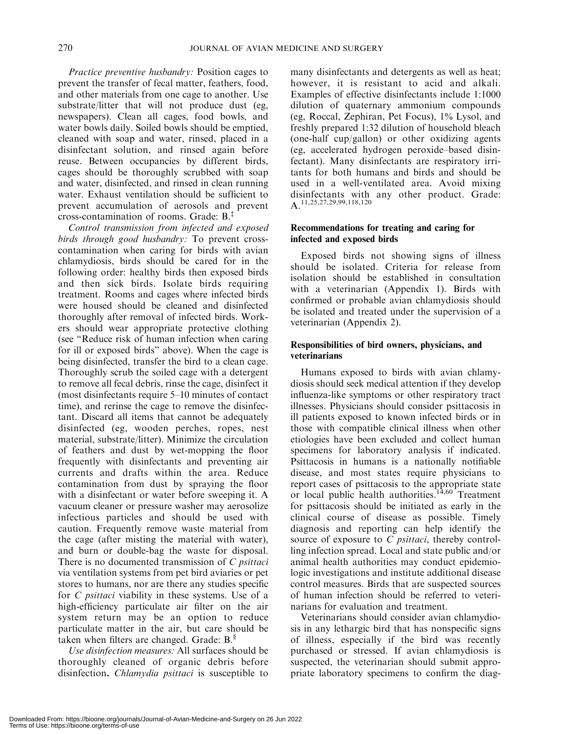*Practice preventive husbandry:* Position cages to prevent the transfer of fecal matter, feathers, food, and other materials from one cage to another. Use substrate/litter that will not produce dust (eg, newspapers). Clean all cages, food bowls, and water bowls daily. Soiled bowls should be emptied, cleaned with soap and water, rinsed, placed in a disinfectant solution, and rinsed again before reuse. Between occupancies by different birds, cages should be thoroughly scrubbed with soap and water, disinfected, and rinsed in clean running water. Exhaust ventilation should be sufficient to prevent accumulation of aerosols and prevent cross-contamination of rooms. Grade: B.[‡]

*Control transmission from infected and exposed birds through good husbandry:* To prevent cross-contamination when caring for birds with avian chlamydiosis, birds should be cared for in the following order: healthy birds then exposed birds and then sick birds. Isolate birds requiring treatment. Rooms and cages where infected birds were housed should be cleaned and disinfected thoroughly after removal of infected birds. Workers should wear appropriate protective clothing (see "Reduce risk of human infection when caring for ill or exposed birds" above). When the cage is being disinfected, transfer the bird to a clean cage. Thoroughly scrub the soiled cage with a detergent to remove all fecal debris, rinse the cage, disinfect it (most disinfectants require 5–10 minutes of contact time), and rerinse the cage to remove the disinfectant. Discard all items that cannot be adequately disinfected (eg, wooden perches, ropes, nest material, substrate/litter). Minimize the circulation of feathers and dust by wet-mopping the floor frequently with disinfectants and preventing air currents and drafts within the area. Reduce contamination from dust by spraying the floor with a disinfectant or water before sweeping it. A vacuum cleaner or pressure washer may aerosolize infectious particles and should be used with caution. Frequently remove waste material from the cage (after misting the material with water), and burn or double-bag the waste for disposal. There is no documented transmission of *C psittaci* via ventilation systems from pet bird aviaries or pet stores to humans, nor are there any studies specific for *C psittaci* viability in these systems. Use of a high-efficiency particulate air filter on the air system return may be an option to reduce particulate matter in the air, but care should be taken when filters are changed. Grade: B.[§]

*Use disinfection measures:* All surfaces should be thoroughly cleaned of organic debris before disinfection. *Chlamydia psittaci* is susceptible to many disinfectants and detergents as well as heat; however, it is resistant to acid and alkali. Examples of effective disinfectants include 1:1000 dilution of quaternary ammonium compounds (eg, Roccal, Zephiran, Pet Focus), 1% Lysol, and freshly prepared 1:32 dilution of household bleach (one-half cup/gallon) or other oxidizing agents (eg, accelerated hydrogen peroxide–based disinfectant). Many disinfectants are respiratory irritants for both humans and birds and should be used in a well-ventilated area. Avoid mixing disinfectants with any other product. Grade: A.[11,25,27,29,99,118,120]

### Recommendations for treating and caring for infected and exposed birds

Exposed birds not showing signs of illness should be isolated. Criteria for release from isolation should be established in consultation with a veterinarian (Appendix 1). Birds with confirmed or probable avian chlamydiosis should be isolated and treated under the supervision of a veterinarian (Appendix 2).

### Responsibilities of bird owners, physicians, and veterinarians

Humans exposed to birds with avian chlamydiosis should seek medical attention if they develop influenza-like symptoms or other respiratory tract illnesses. Physicians should consider psittacosis in ill patients exposed to known infected birds or in those with compatible clinical illness when other etiologies have been excluded and collect human specimens for laboratory analysis if indicated. Psittacosis in humans is a nationally notifiable disease, and most states require physicians to report cases of psittacosis to the appropriate state or local public health authorities.[14,60] Treatment for psittacosis should be initiated as early in the clinical course of disease as possible. Timely diagnosis and reporting can help identify the source of exposure to *C psittaci*, thereby controlling infection spread. Local and state public and/or animal health authorities may conduct epidemiologic investigations and institute additional disease control measures. Birds that are suspected sources of human infection should be referred to veterinarians for evaluation and treatment.

Veterinarians should consider avian chlamydiosis in any lethargic bird that has nonspecific signs of illness, especially if the bird was recently purchased or stressed. If avian chlamydiosis is suspected, the veterinarian should submit appropriate laboratory specimens to confirm the diag-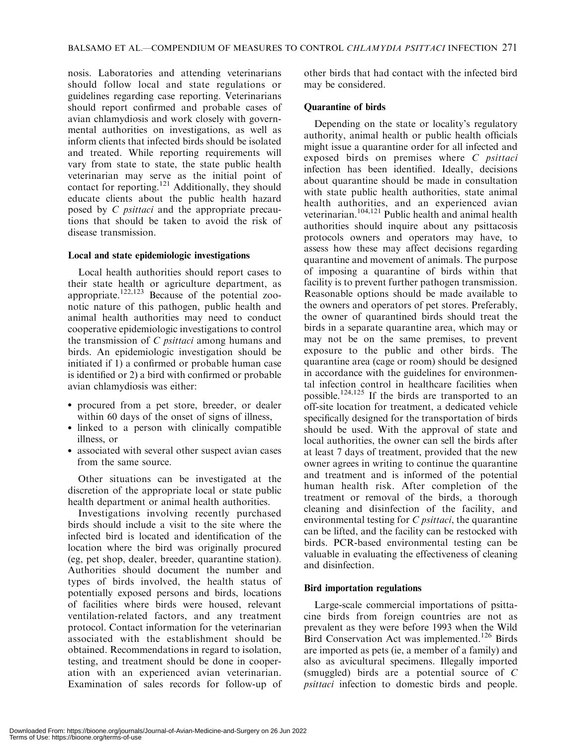nosis. Laboratories and attending veterinarians should follow local and state regulations or guidelines regarding case reporting. Veterinarians should report confirmed and probable cases of avian chlamydiosis and work closely with governmental authorities on investigations, as well as inform clients that infected birds should be isolated and treated. While reporting requirements will vary from state to state, the state public health veterinarian may serve as the initial point of contact for reporting.[121] Additionally, they should educate clients about the public health hazard posed by *C psittaci* and the appropriate precautions that should be taken to avoid the risk of disease transmission.

### Local and state epidemiologic investigations

Local health authorities should report cases to their state health or agriculture department, as appropriate.[122,123] Because of the potential zoonotic nature of this pathogen, public health and animal health authorities may need to conduct cooperative epidemiologic investigations to control the transmission of *C psittaci* among humans and birds. An epidemiologic investigation should be initiated if 1) a confirmed or probable human case is identified or 2) a bird with confirmed or probable avian chlamydiosis was either:

- procured from a pet store, breeder, or dealer within 60 days of the onset of signs of illness,
- linked to a person with clinically compatible illness, or
- associated with several other suspect avian cases from the same source.

Other situations can be investigated at the discretion of the appropriate local or state public health department or animal health authorities.

Investigations involving recently purchased birds should include a visit to the site where the infected bird is located and identification of the location where the bird was originally procured (eg, pet shop, dealer, breeder, quarantine station). Authorities should document the number and types of birds involved, the health status of potentially exposed persons and birds, locations of facilities where birds were housed, relevant ventilation-related factors, and any treatment protocol. Contact information for the veterinarian associated with the establishment should be obtained. Recommendations in regard to isolation, testing, and treatment should be done in cooperation with an experienced avian veterinarian. Examination of sales records for follow-up of other birds that had contact with the infected bird may be considered.

### Quarantine of birds

Depending on the state or locality's regulatory authority, animal health or public health officials might issue a quarantine order for all infected and exposed birds on premises where *C psittaci* infection has been identified. Ideally, decisions about quarantine should be made in consultation with state public health authorities, state animal health authorities, and an experienced avian veterinarian.[104,121] Public health and animal health authorities should inquire about any psittacosis protocols owners and operators may have, to assess how these may affect decisions regarding quarantine and movement of animals. The purpose of imposing a quarantine of birds within that facility is to prevent further pathogen transmission. Reasonable options should be made available to the owners and operators of pet stores. Preferably, the owner of quarantined birds should treat the birds in a separate quarantine area, which may or may not be on the same premises, to prevent exposure to the public and other birds. The quarantine area (cage or room) should be designed in accordance with the guidelines for environmental infection control in healthcare facilities when possible.[124,125] If the birds are transported to an off-site location for treatment, a dedicated vehicle specifically designed for the transportation of birds should be used. With the approval of state and local authorities, the owner can sell the birds after at least 7 days of treatment, provided that the new owner agrees in writing to continue the quarantine and treatment and is informed of the potential human health risk. After completion of the treatment or removal of the birds, a thorough cleaning and disinfection of the facility, and environmental testing for *C psittaci*, the quarantine can be lifted, and the facility can be restocked with birds. PCR-based environmental testing can be valuable in evaluating the effectiveness of cleaning and disinfection.

### Bird importation regulations

Large-scale commercial importations of psittacine birds from foreign countries are not as prevalent as they were before 1993 when the Wild Bird Conservation Act was implemented.[126] Birds are imported as pets (ie, a member of a family) and also as avicultural specimens. Illegally imported (smuggled) birds are a potential source of *C psittaci* infection to domestic birds and people.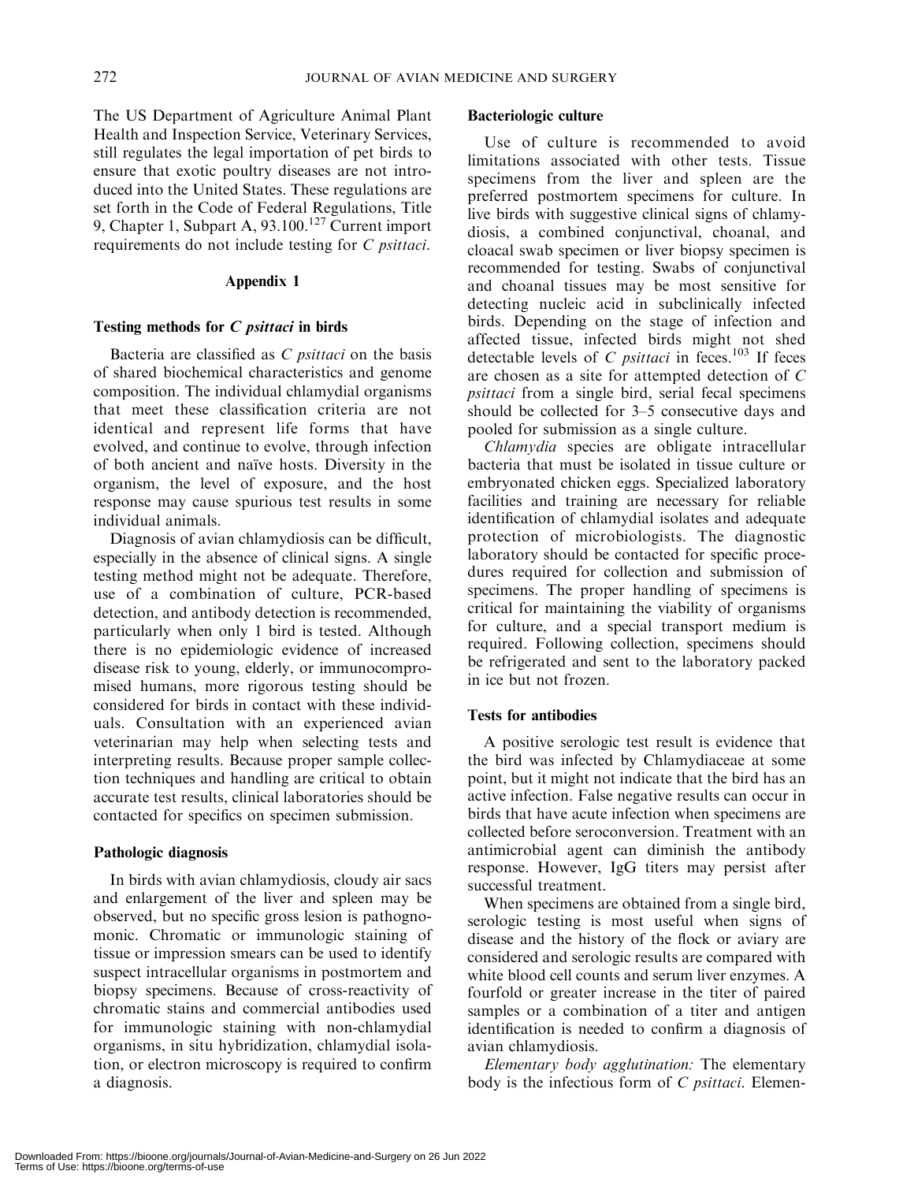The US Department of Agriculture Animal Plant Health and Inspection Service, Veterinary Services, still regulates the legal importation of pet birds to ensure that exotic poultry diseases are not introduced into the United States. These regulations are set forth in the Code of Federal Regulations, Title 9, Chapter 1, Subpart A, 93.100.[127] Current import requirements do not include testing for *C psittaci*.

## Appendix 1

### Testing methods for *C psittaci* in birds

Bacteria are classified as *C psittaci* on the basis of shared biochemical characteristics and genome composition. The individual chlamydial organisms that meet these classification criteria are not identical and represent life forms that have evolved, and continue to evolve, through infection of both ancient and naïve hosts. Diversity in the organism, the level of exposure, and the host response may cause spurious test results in some individual animals.

Diagnosis of avian chlamydiosis can be difficult, especially in the absence of clinical signs. A single testing method might not be adequate. Therefore, use of a combination of culture, PCR-based detection, and antibody detection is recommended, particularly when only 1 bird is tested. Although there is no epidemiologic evidence of increased disease risk to young, elderly, or immunocompromised humans, more rigorous testing should be considered for birds in contact with these individuals. Consultation with an experienced avian veterinarian may help when selecting tests and interpreting results. Because proper sample collection techniques and handling are critical to obtain accurate test results, clinical laboratories should be contacted for specifics on specimen submission.

### Pathologic diagnosis

In birds with avian chlamydiosis, cloudy air sacs and enlargement of the liver and spleen may be observed, but no specific gross lesion is pathognomonic. Chromatic or immunologic staining of tissue or impression smears can be used to identify suspect intracellular organisms in postmortem and biopsy specimens. Because of cross-reactivity of chromatic stains and commercial antibodies used for immunologic staining with non-chlamydial organisms, in situ hybridization, chlamydial isolation, or electron microscopy is required to confirm a diagnosis.

### Bacteriologic culture

Use of culture is recommended to avoid limitations associated with other tests. Tissue specimens from the liver and spleen are the preferred postmortem specimens for culture. In live birds with suggestive clinical signs of chlamydiosis, a combined conjunctival, choanal, and cloacal swab specimen or liver biopsy specimen is recommended for testing. Swabs of conjunctival and choanal tissues may be most sensitive for detecting nucleic acid in subclinically infected birds. Depending on the stage of infection and affected tissue, infected birds might not shed detectable levels of *C psittaci* in feces.[103] If feces are chosen as a site for attempted detection of *C psittaci* from a single bird, serial fecal specimens should be collected for 3–5 consecutive days and pooled for submission as a single culture.

*Chlamydia* species are obligate intracellular bacteria that must be isolated in tissue culture or embryonated chicken eggs. Specialized laboratory facilities and training are necessary for reliable identification of chlamydial isolates and adequate protection of microbiologists. The diagnostic laboratory should be contacted for specific procedures required for collection and submission of specimens. The proper handling of specimens is critical for maintaining the viability of organisms for culture, and a special transport medium is required. Following collection, specimens should be refrigerated and sent to the laboratory packed in ice but not frozen.

### Tests for antibodies

A positive serologic test result is evidence that the bird was infected by Chlamydiaceae at some point, but it might not indicate that the bird has an active infection. False negative results can occur in birds that have acute infection when specimens are collected before seroconversion. Treatment with an antimicrobial agent can diminish the antibody response. However, IgG titers may persist after successful treatment.

When specimens are obtained from a single bird, serologic testing is most useful when signs of disease and the history of the flock or aviary are considered and serologic results are compared with white blood cell counts and serum liver enzymes. A fourfold or greater increase in the titer of paired samples or a combination of a titer and antigen identification is needed to confirm a diagnosis of avian chlamydiosis.

*Elementary body agglutination:* The elementary body is the infectious form of *C psittaci*. Elemen-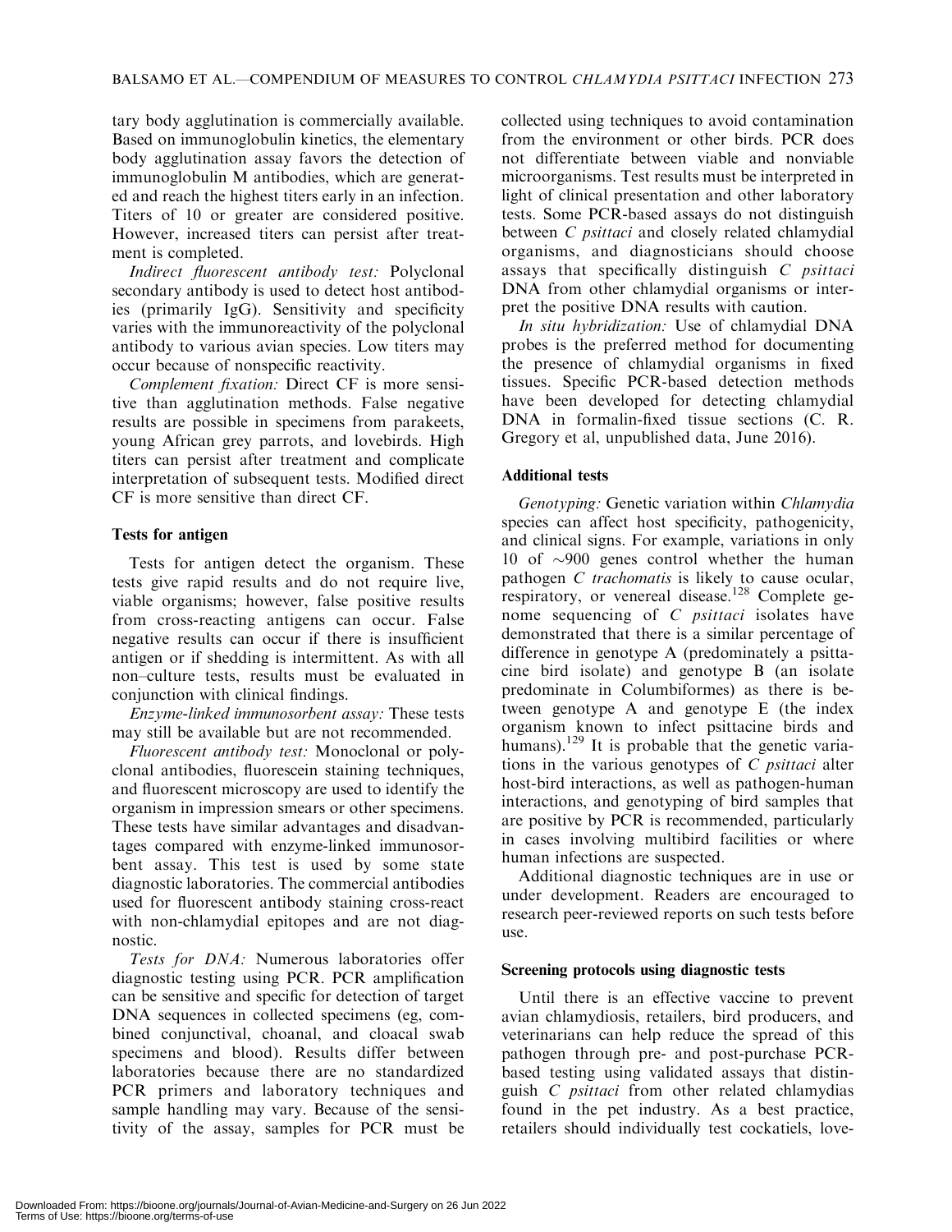tary body agglutination is commercially available. Based on immunoglobulin kinetics, the elementary body agglutination assay favors the detection of immunoglobulin M antibodies, which are generated and reach the highest titers early in an infection. Titers of 10 or greater are considered positive. However, increased titers can persist after treatment is completed.

*Indirect fluorescent antibody test:* Polyclonal secondary antibody is used to detect host antibodies (primarily IgG). Sensitivity and specificity varies with the immunoreactivity of the polyclonal antibody to various avian species. Low titers may occur because of nonspecific reactivity.

*Complement fixation:* Direct CF is more sensitive than agglutination methods. False negative results are possible in specimens from parakeets, young African grey parrots, and lovebirds. High titers can persist after treatment and complicate interpretation of subsequent tests. Modified direct CF is more sensitive than direct CF.

### Tests for antigen

Tests for antigen detect the organism. These tests give rapid results and do not require live, viable organisms; however, false positive results from cross-reacting antigens can occur. False negative results can occur if there is insufficient antigen or if shedding is intermittent. As with all non–culture tests, results must be evaluated in conjunction with clinical findings.

*Enzyme-linked immunosorbent assay:* These tests may still be available but are not recommended.

*Fluorescent antibody test:* Monoclonal or polyclonal antibodies, fluorescein staining techniques, and fluorescent microscopy are used to identify the organism in impression smears or other specimens. These tests have similar advantages and disadvantages compared with enzyme-linked immunosorbent assay. This test is used by some state diagnostic laboratories. The commercial antibodies used for fluorescent antibody staining cross-react with non-chlamydial epitopes and are not diagnostic.

*Tests for DNA:* Numerous laboratories offer diagnostic testing using PCR. PCR amplification can be sensitive and specific for detection of target DNA sequences in collected specimens (eg, combined conjunctival, choanal, and cloacal swab specimens and blood). Results differ between laboratories because there are no standardized PCR primers and laboratory techniques and sample handling may vary. Because of the sensitivity of the assay, samples for PCR must be collected using techniques to avoid contamination from the environment or other birds. PCR does not differentiate between viable and nonviable microorganisms. Test results must be interpreted in light of clinical presentation and other laboratory tests. Some PCR-based assays do not distinguish between *C psittaci* and closely related chlamydial organisms, and diagnosticians should choose assays that specifically distinguish *C psittaci* DNA from other chlamydial organisms or interpret the positive DNA results with caution.

*In situ hybridization:* Use of chlamydial DNA probes is the preferred method for documenting the presence of chlamydial organisms in fixed tissues. Specific PCR-based detection methods have been developed for detecting chlamydial DNA in formalin-fixed tissue sections (C. R. Gregory et al, unpublished data, June 2016).

### Additional tests

*Genotyping:* Genetic variation within *Chlamydia* species can affect host specificity, pathogenicity, and clinical signs. For example, variations in only 10 of ~900 genes control whether the human pathogen *C trachomatis* is likely to cause ocular, respiratory, or venereal disease.[128] Complete genome sequencing of *C psittaci* isolates have demonstrated that there is a similar percentage of difference in genotype A (predominately a psittacine bird isolate) and genotype B (an isolate predominate in Columbiformes) as there is between genotype A and genotype E (the index organism known to infect psittacine birds and humans).[129] It is probable that the genetic variations in the various genotypes of *C psittaci* alter host-bird interactions, as well as pathogen-human interactions, and genotyping of bird samples that are positive by PCR is recommended, particularly in cases involving multibird facilities or where human infections are suspected.

Additional diagnostic techniques are in use or under development. Readers are encouraged to research peer-reviewed reports on such tests before use.

### Screening protocols using diagnostic tests

Until there is an effective vaccine to prevent avian chlamydiosis, retailers, bird producers, and veterinarians can help reduce the spread of this pathogen through pre- and post-purchase PCR-based testing using validated assays that distinguish *C psittaci* from other related chlamydias found in the pet industry. As a best practice, retailers should individually test cockatiels, love-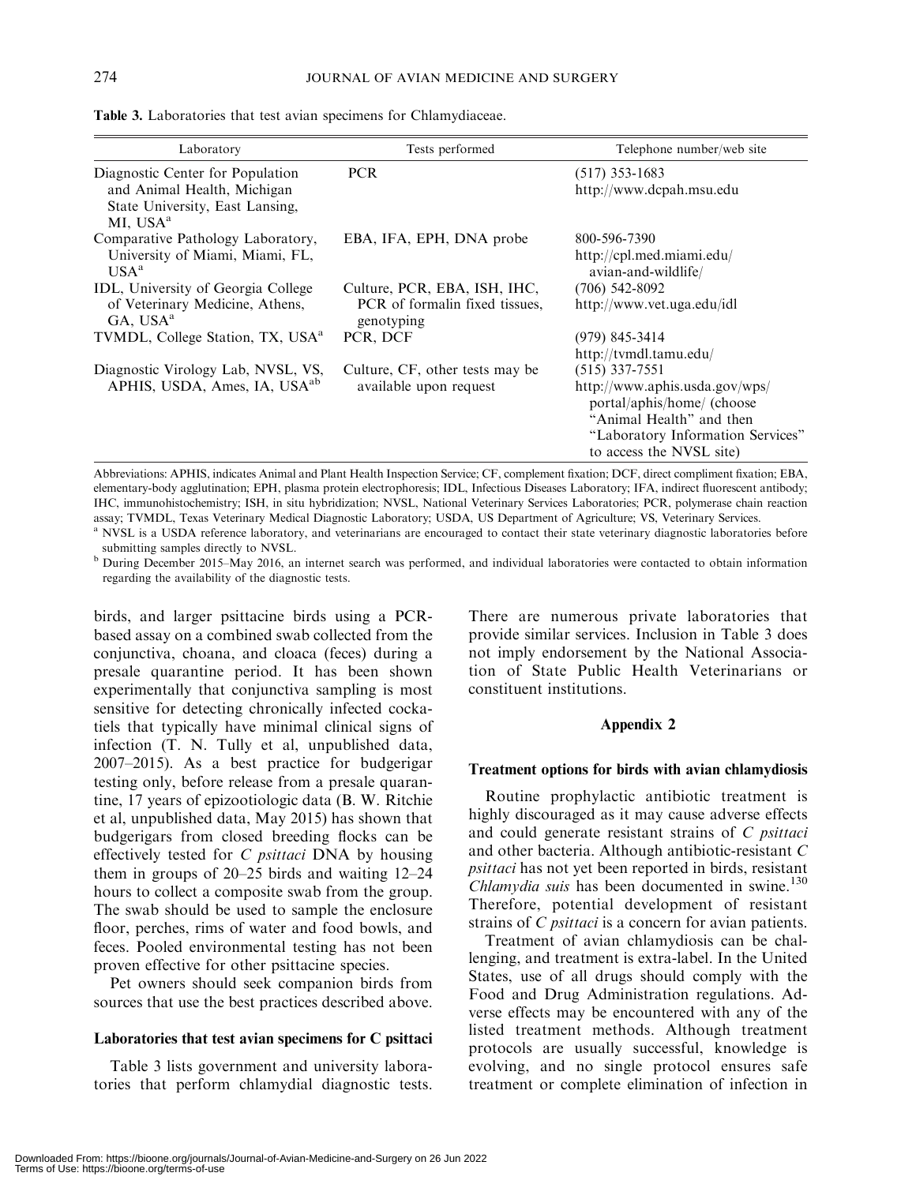**Table 3.** Laboratories that test avian specimens for Chlamydiaceae.

| Laboratory | Tests performed | Telephone number/web site |
|---|---|---|
| Diagnostic Center for Population and Animal Health, Michigan State University, East Lansing, MI, USA[a] | PCR | (517) 353-1683 http://www.dcpah.msu.edu |
| Comparative Pathology Laboratory, University of Miami, Miami, FL, USA[a] | EBA, IFA, EPH, DNA probe | 800-596-7390 http://cpl.med.miami.edu/avian-and-wildlife/ |
| IDL, University of Georgia College of Veterinary Medicine, Athens, GA, USA[a] | Culture, PCR, EBA, ISH, IHC, PCR of formalin fixed tissues, genotyping | (706) 542-8092 http://www.vet.uga.edu/idl |
| TVMDL, College Station, TX, USA[a] | PCR, DCF | (979) 845-3414 http://tvmdl.tamu.edu/ |
| Diagnostic Virology Lab, NVSL, VS, APHIS, USDA, Ames, IA, USA[ab] | Culture, CF, other tests may be available upon request | (515) 337-7551 http://www.aphis.usda.gov/wps/portal/aphis/home/ (choose "Animal Health" and then "Laboratory Information Services" to access the NVSL site) |

Abbreviations: APHIS, indicates Animal and Plant Health Inspection Service; CF, complement fixation; DCF, direct compliment fixation; EBA, elementary-body agglutination; EPH, plasma protein electrophoresis; IDL, Infectious Diseases Laboratory; IFA, indirect fluorescent antibody; IHC, immunohistochemistry; ISH, in situ hybridization; NVSL, National Veterinary Services Laboratories; PCR, polymerase chain reaction assay; TVMDL, Texas Veterinary Medical Diagnostic Laboratory; USDA, US Department of Agriculture; VS, Veterinary Services.

[a] NVSL is a USDA reference laboratory, and veterinarians are encouraged to contact their state veterinary diagnostic laboratories before submitting samples directly to NVSL.

[b] During December 2015–May 2016, an internet search was performed, and individual laboratories were contacted to obtain information regarding the availability of the diagnostic tests.

birds, and larger psittacine birds using a PCR-based assay on a combined swab collected from the conjunctiva, choana, and cloaca (feces) during a presale quarantine period. It has been shown experimentally that conjunctiva sampling is most sensitive for detecting chronically infected cockatiels that typically have minimal clinical signs of infection (T. N. Tully et al, unpublished data, 2007–2015). As a best practice for budgerigar testing only, before release from a presale quarantine, 17 years of epizootiologic data (B. W. Ritchie et al, unpublished data, May 2015) has shown that budgerigars from closed breeding flocks can be effectively tested for *C psittaci* DNA by housing them in groups of 20–25 birds and waiting 12–24 hours to collect a composite swab from the group. The swab should be used to sample the enclosure floor, perches, rims of water and food bowls, and feces. Pooled environmental testing has not been proven effective for other psittacine species.

Pet owners should seek companion birds from sources that use the best practices described above.

### Laboratories that test avian specimens for C psittaci

Table 3 lists government and university laboratories that perform chlamydial diagnostic tests. There are numerous private laboratories that provide similar services. Inclusion in Table 3 does not imply endorsement by the National Association of State Public Health Veterinarians or constituent institutions.

## Appendix 2

### Treatment options for birds with avian chlamydiosis

Routine prophylactic antibiotic treatment is highly discouraged as it may cause adverse effects and could generate resistant strains of *C psittaci* and other bacteria. Although antibiotic-resistant *C psittaci* has not yet been reported in birds, resistant *Chlamydia suis* has been documented in swine.[130] Therefore, potential development of resistant strains of *C psittaci* is a concern for avian patients.

Treatment of avian chlamydiosis can be challenging, and treatment is extra-label. In the United States, use of all drugs should comply with the Food and Drug Administration regulations. Adverse effects may be encountered with any of the listed treatment methods. Although treatment protocols are usually successful, knowledge is evolving, and no single protocol ensures safe treatment or complete elimination of infection in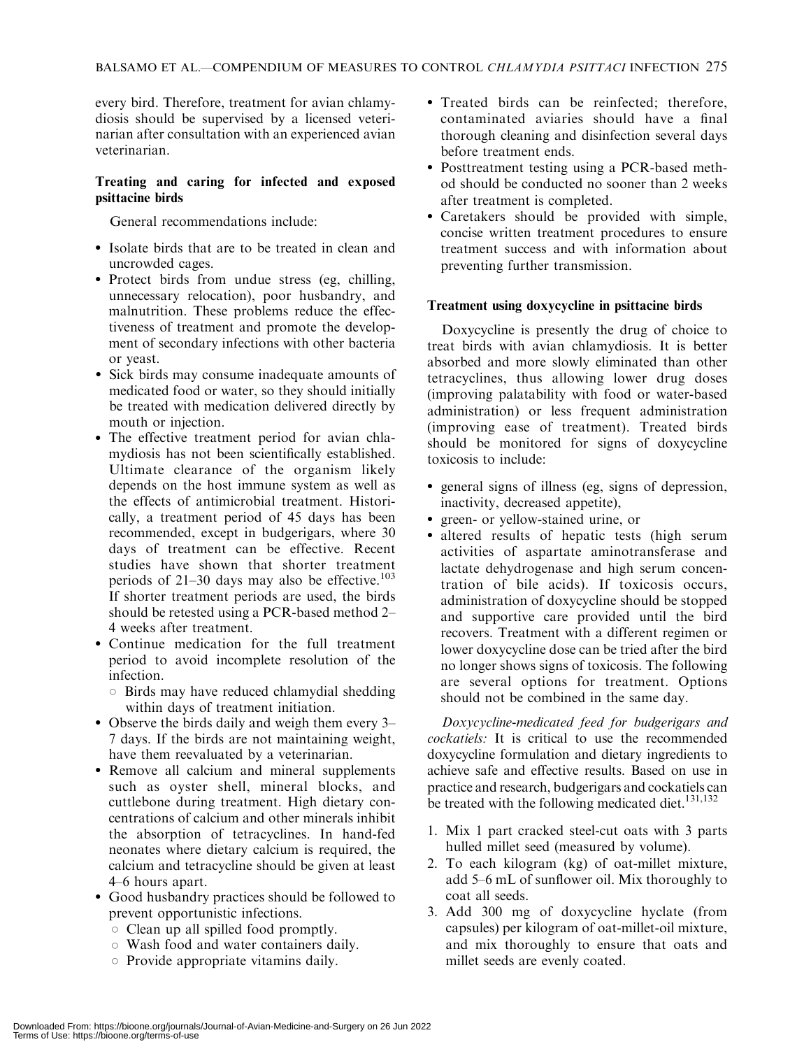every bird. Therefore, treatment for avian chlamydiosis should be supervised by a licensed veterinarian after consultation with an experienced avian veterinarian.

### Treating and caring for infected and exposed psittacine birds

General recommendations include:

- Isolate birds that are to be treated in clean and uncrowded cages.
- Protect birds from undue stress (eg, chilling, unnecessary relocation), poor husbandry, and malnutrition. These problems reduce the effectiveness of treatment and promote the development of secondary infections with other bacteria or yeast.
- Sick birds may consume inadequate amounts of medicated food or water, so they should initially be treated with medication delivered directly by mouth or injection.
- The effective treatment period for avian chlamydiosis has not been scientifically established. Ultimate clearance of the organism likely depends on the host immune system as well as the effects of antimicrobial treatment. Historically, a treatment period of 45 days has been recommended, except in budgerigars, where 30 days of treatment can be effective. Recent studies have shown that shorter treatment periods of 21–30 days may also be effective.[103] If shorter treatment periods are used, the birds should be retested using a PCR-based method 2–4 weeks after treatment.
- Continue medication for the full treatment period to avoid incomplete resolution of the infection.
  - Birds may have reduced chlamydial shedding within days of treatment initiation.
- Observe the birds daily and weigh them every 3–7 days. If the birds are not maintaining weight, have them reevaluated by a veterinarian.
- Remove all calcium and mineral supplements such as oyster shell, mineral blocks, and cuttlebone during treatment. High dietary concentrations of calcium and other minerals inhibit the absorption of tetracyclines. In hand-fed neonates where dietary calcium is required, the calcium and tetracycline should be given at least 4–6 hours apart.
- Good husbandry practices should be followed to prevent opportunistic infections.
  - Clean up all spilled food promptly.
  - Wash food and water containers daily.
  - Provide appropriate vitamins daily.
- Treated birds can be reinfected; therefore, contaminated aviaries should have a final thorough cleaning and disinfection several days before treatment ends.
- Posttreatment testing using a PCR-based method should be conducted no sooner than 2 weeks after treatment is completed.
- Caretakers should be provided with simple, concise written treatment procedures to ensure treatment success and with information about preventing further transmission.

### Treatment using doxycycline in psittacine birds

Doxycycline is presently the drug of choice to treat birds with avian chlamydiosis. It is better absorbed and more slowly eliminated than other tetracyclines, thus allowing lower drug doses (improving palatability with food or water-based administration) or less frequent administration (improving ease of treatment). Treated birds should be monitored for signs of doxycycline toxicosis to include:

- general signs of illness (eg, signs of depression, inactivity, decreased appetite),
- green- or yellow-stained urine, or
- altered results of hepatic tests (high serum activities of aspartate aminotransferase and lactate dehydrogenase and high serum concentration of bile acids). If toxicosis occurs, administration of doxycycline should be stopped and supportive care provided until the bird recovers. Treatment with a different regimen or lower doxycycline dose can be tried after the bird no longer shows signs of toxicosis. The following are several options for treatment. Options should not be combined in the same day.

*Doxycycline-medicated feed for budgerigars and cockatiels:* It is critical to use the recommended doxycycline formulation and dietary ingredients to achieve safe and effective results. Based on use in practice and research, budgerigars and cockatiels can be treated with the following medicated diet.[131,132]

1. Mix 1 part cracked steel-cut oats with 3 parts hulled millet seed (measured by volume).
2. To each kilogram (kg) of oat-millet mixture, add 5–6 mL of sunflower oil. Mix thoroughly to coat all seeds.
3. Add 300 mg of doxycycline hyclate (from capsules) per kilogram of oat-millet-oil mixture, and mix thoroughly to ensure that oats and millet seeds are evenly coated.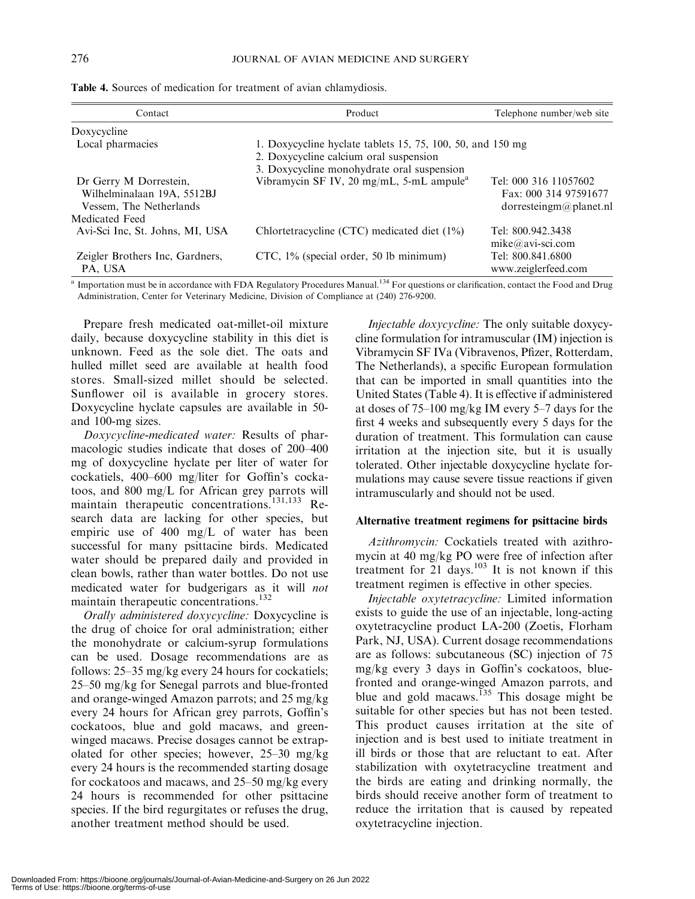**Table 4.** Sources of medication for treatment of avian chlamydiosis.

| Contact | Product | Telephone number/web site |
|---|---|---|
| Doxycycline | | |
| Local pharmacies | 1. Doxycycline hyclate tablets 15, 75, 100, 50, and 150 mg<br>2. Doxycycline calcium oral suspension<br>3. Doxycycline monohydrate oral suspension | |
| Dr Gerry M Dorrestein, Wilhelminalaan 19A, 5512BJ Vessem, The Netherlands | Vibramycin SF IV, 20 mg/mL, 5-mL ampule[a] | Tel: 000 316 11057602<br>Fax: 000 314 97591677<br>dorresteingm@planet.nl |
| Medicated Feed | | |
| Avi-Sci Inc, St. Johns, MI, USA | Chlortetracycline (CTC) medicated diet (1%) | Tel: 800.942.3438<br>mike@avi-sci.com |
| Zeigler Brothers Inc, Gardners, PA, USA | CTC, 1% (special order, 50 lb minimum) | Tel: 800.841.6800<br>www.zeiglerfeed.com |

[a] Importation must be in accordance with FDA Regulatory Procedures Manual.[134] For questions or clarification, contact the Food and Drug Administration, Center for Veterinary Medicine, Division of Compliance at (240) 276-9200.

Prepare fresh medicated oat-millet-oil mixture daily, because doxycycline stability in this diet is unknown. Feed as the sole diet. The oats and hulled millet seed are available at health food stores. Small-sized millet should be selected. Sunflower oil is available in grocery stores. Doxycycline hyclate capsules are available in 50- and 100-mg sizes.

*Doxycycline-medicated water:* Results of pharmacologic studies indicate that doses of 200–400 mg of doxycycline hyclate per liter of water for cockatiels, 400–600 mg/liter for Goffin's cockatoos, and 800 mg/L for African grey parrots will maintain therapeutic concentrations.[131,133] Research data are lacking for other species, but empiric use of 400 mg/L of water has been successful for many psittacine birds. Medicated water should be prepared daily and provided in clean bowls, rather than water bottles. Do not use medicated water for budgerigars as it will *not* maintain therapeutic concentrations.[132]

*Orally administered doxycycline:* Doxycycline is the drug of choice for oral administration; either the monohydrate or calcium-syrup formulations can be used. Dosage recommendations are as follows: 25–35 mg/kg every 24 hours for cockatiels; 25–50 mg/kg for Senegal parrots and blue-fronted and orange-winged Amazon parrots; and 25 mg/kg every 24 hours for African grey parrots, Goffin's cockatoos, blue and gold macaws, and green-winged macaws. Precise dosages cannot be extrapolated for other species; however, 25–30 mg/kg every 24 hours is the recommended starting dosage for cockatoos and macaws, and 25–50 mg/kg every 24 hours is recommended for other psittacine species. If the bird regurgitates or refuses the drug, another treatment method should be used.

*Injectable doxycycline:* The only suitable doxycycline formulation for intramuscular (IM) injection is Vibramycin SF IVa (Vibravenos, Pfizer, Rotterdam, The Netherlands), a specific European formulation that can be imported in small quantities into the United States (Table 4). It is effective if administered at doses of 75–100 mg/kg IM every 5–7 days for the first 4 weeks and subsequently every 5 days for the duration of treatment. This formulation can cause irritation at the injection site, but it is usually tolerated. Other injectable doxycycline hyclate formulations may cause severe tissue reactions if given intramuscularly and should not be used.

### Alternative treatment regimens for psittacine birds

*Azithromycin:* Cockatiels treated with azithromycin at 40 mg/kg PO were free of infection after treatment for 21 days.[103] It is not known if this treatment regimen is effective in other species.

*Injectable oxytetracycline:* Limited information exists to guide the use of an injectable, long-acting oxytetracycline product LA-200 (Zoetis, Florham Park, NJ, USA). Current dosage recommendations are as follows: subcutaneous (SC) injection of 75 mg/kg every 3 days in Goffin's cockatoos, blue-fronted and orange-winged Amazon parrots, and blue and gold macaws.[135] This dosage might be suitable for other species but has not been tested. This product causes irritation at the site of injection and is best used to initiate treatment in ill birds or those that are reluctant to eat. After stabilization with oxytetracycline treatment and the birds are eating and drinking normally, the birds should receive another form of treatment to reduce the irritation that is caused by repeated oxytetracycline injection.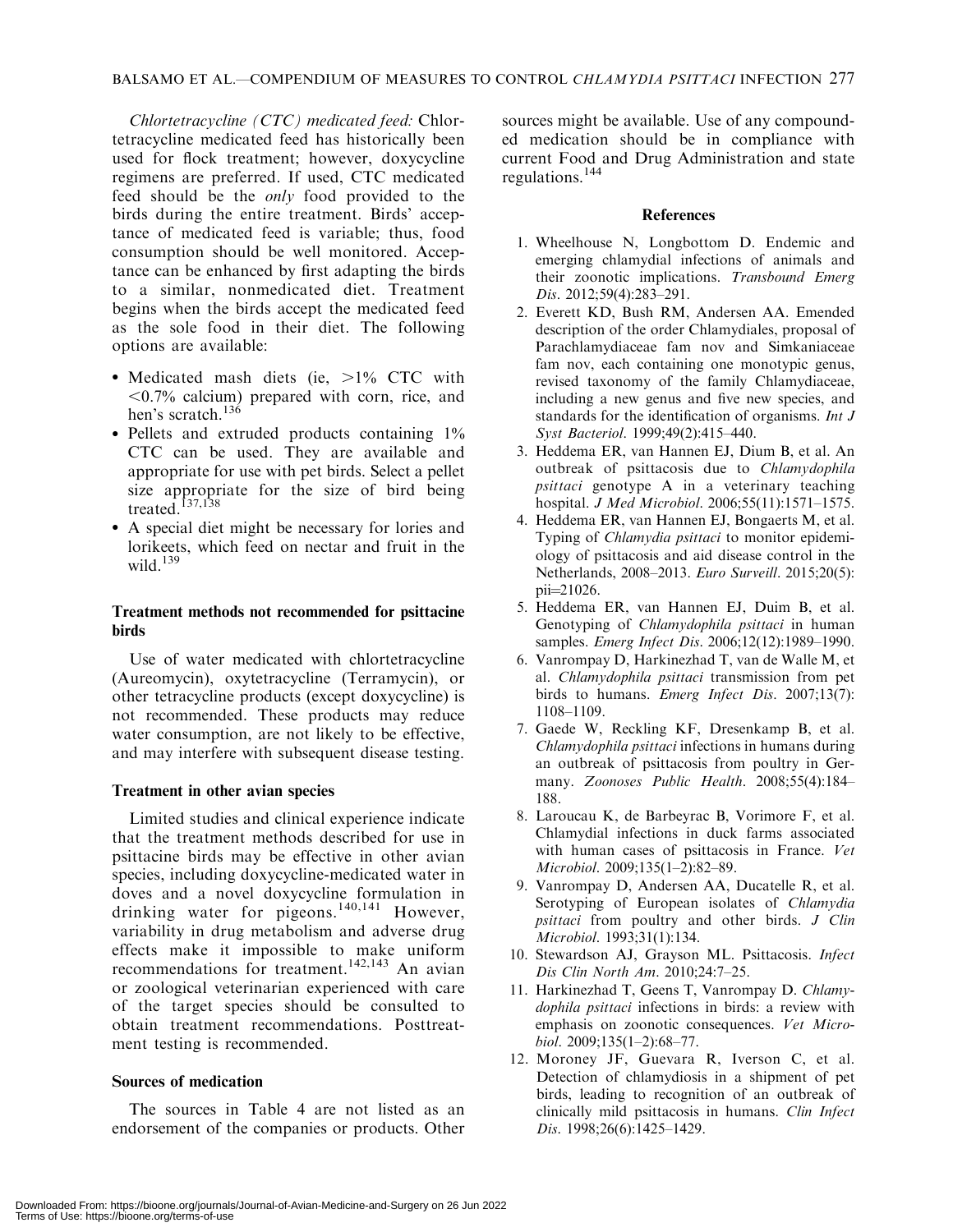*Chlortetracycline (CTC) medicated feed:* Chlortetracycline medicated feed has historically been used for flock treatment; however, doxycycline regimens are preferred. If used, CTC medicated feed should be the *only* food provided to the birds during the entire treatment. Birds' acceptance of medicated feed is variable; thus, food consumption should be well monitored. Acceptance can be enhanced by first adapting the birds to a similar, nonmedicated diet. Treatment begins when the birds accept the medicated feed as the sole food in their diet. The following options are available:

- Medicated mash diets (ie, >1% CTC with <0.7% calcium) prepared with corn, rice, and hen's scratch.[136]
- Pellets and extruded products containing 1% CTC can be used. They are available and appropriate for use with pet birds. Select a pellet size appropriate for the size of bird being treated.[137,138]
- A special diet might be necessary for lories and lorikeets, which feed on nectar and fruit in the wild.[139]

### Treatment methods not recommended for psittacine birds

Use of water medicated with chlortetracycline (Aureomycin), oxytetracycline (Terramycin), or other tetracycline products (except doxycycline) is not recommended. These products may reduce water consumption, are not likely to be effective, and may interfere with subsequent disease testing.

### Treatment in other avian species

Limited studies and clinical experience indicate that the treatment methods described for use in psittacine birds may be effective in other avian species, including doxycycline-medicated water in doves and a novel doxycycline formulation in drinking water for pigeons.[140,141] However, variability in drug metabolism and adverse drug effects make it impossible to make uniform recommendations for treatment.[142,143] An avian or zoological veterinarian experienced with care of the target species should be consulted to obtain treatment recommendations. Posttreatment testing is recommended.

### Sources of medication

The sources in Table 4 are not listed as an endorsement of the companies or products. Other sources might be available. Use of any compounded medication should be in compliance with current Food and Drug Administration and state regulations.[144]

## References

1. Wheelhouse N, Longbottom D. Endemic and emerging chlamydial infections of animals and their zoonotic implications. *Transbound Emerg Dis*. 2012;59(4):283–291.
2. Everett KD, Bush RM, Andersen AA. Emended description of the order Chlamydiales, proposal of Parachlamydiaceae fam nov and Simkaniaceae fam nov, each containing one monotypic genus, revised taxonomy of the family Chlamydiaceae, including a new genus and five new species, and standards for the identification of organisms. *Int J Syst Bacteriol*. 1999;49(2):415–440.
3. Heddema ER, van Hannen EJ, Dium B, et al. An outbreak of psittacosis due to *Chlamydophila psittaci* genotype A in a veterinary teaching hospital. *J Med Microbiol*. 2006;55(11):1571–1575.
4. Heddema ER, van Hannen EJ, Bongaerts M, et al. Typing of *Chlamydia psittaci* to monitor epidemiology of psittacosis and aid disease control in the Netherlands, 2008–2013. *Euro Surveill*. 2015;20(5): pii=21026.
5. Heddema ER, van Hannen EJ, Duim B, et al. Genotyping of *Chlamydophila psittaci* in human samples. *Emerg Infect Dis*. 2006;12(12):1989–1990.
6. Vanrompay D, Harkinezhad T, van de Walle M, et al. *Chlamydophila psittaci* transmission from pet birds to humans. *Emerg Infect Dis*. 2007;13(7): 1108–1109.
7. Gaede W, Reckling KF, Dresenkamp B, et al. *Chlamydophila psittaci* infections in humans during an outbreak of psittacosis from poultry in Germany. *Zoonoses Public Health*. 2008;55(4):184–188.
8. Laroucau K, de Barbeyrac B, Vorimore F, et al. Chlamydial infections in duck farms associated with human cases of psittacosis in France. *Vet Microbiol*. 2009;135(1–2):82–89.
9. Vanrompay D, Andersen AA, Ducatelle R, et al. Serotyping of European isolates of *Chlamydia psittaci* from poultry and other birds. *J Clin Microbiol*. 1993;31(1):134.
10. Stewardson AJ, Grayson ML. Psittacosis. *Infect Dis Clin North Am*. 2010;24:7–25.
11. Harkinezhad T, Geens T, Vanrompay D. *Chlamydophila psittaci* infections in birds: a review with emphasis on zoonotic consequences. *Vet Microbiol*. 2009;135(1–2):68–77.
12. Moroney JF, Guevara R, Iverson C, et al. Detection of chlamydiosis in a shipment of pet birds, leading to recognition of an outbreak of clinically mild psittacosis in humans. *Clin Infect Dis*. 1998;26(6):1425–1429.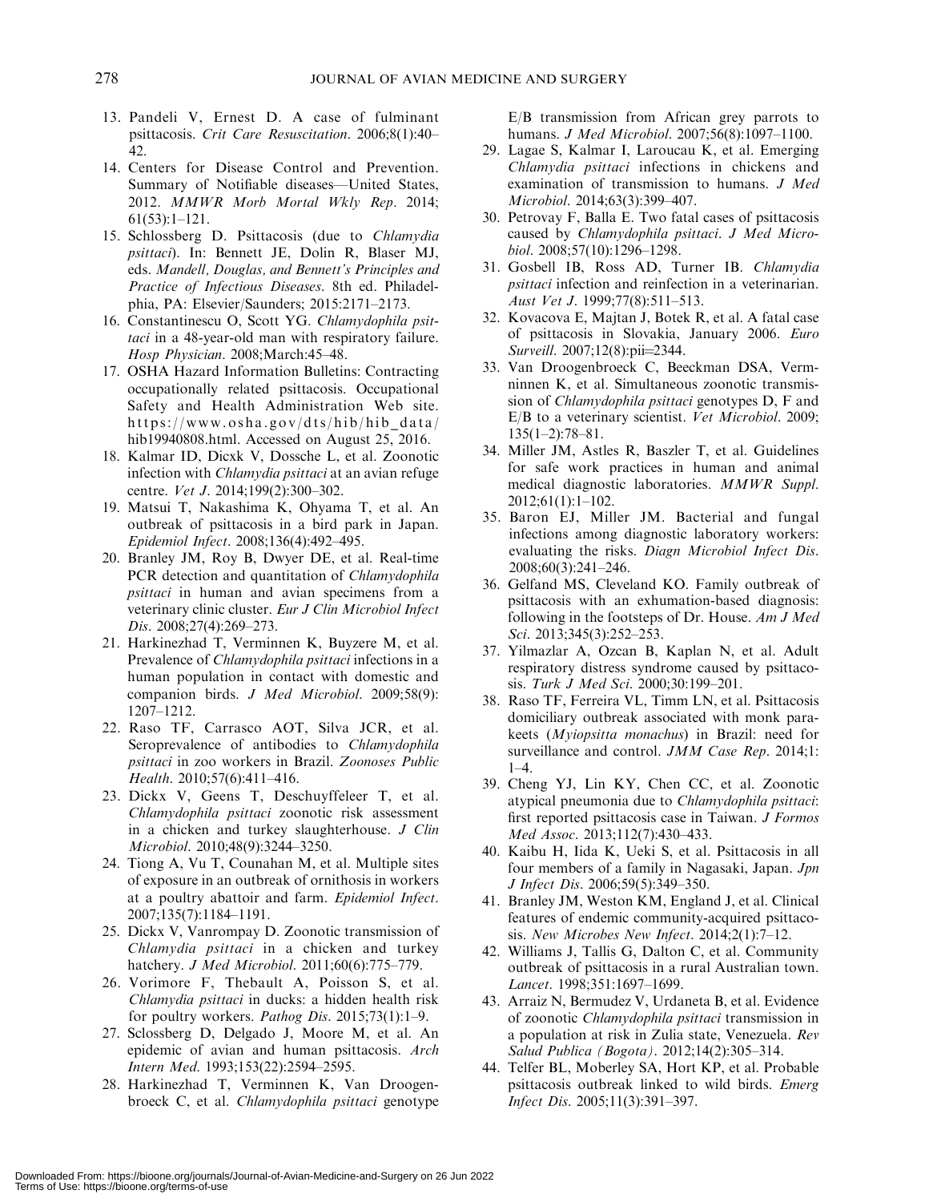13. Pandeli V, Ernest D. A case of fulminant psittacosis. *Crit Care Resuscitation*. 2006;8(1):40–42.
14. Centers for Disease Control and Prevention. Summary of Notifiable diseases—United States, 2012. *MMWR Morb Mortal Wkly Rep*. 2014; 61(53):1–121.
15. Schlossberg D. Psittacosis (due to *Chlamydia psittaci*). In: Bennett JE, Dolin R, Blaser MJ, eds. *Mandell, Douglas, and Bennett's Principles and Practice of Infectious Diseases*. 8th ed. Philadelphia, PA: Elsevier/Saunders; 2015:2171–2173.
16. Constantinescu O, Scott YG. *Chlamydophila psittaci* in a 48-year-old man with respiratory failure. *Hosp Physician*. 2008;March:45–48.
17. OSHA Hazard Information Bulletins: Contracting occupationally related psittacosis. Occupational Safety and Health Administration Web site. https://www.osha.gov/dts/hib/hib_data/hib19940808.html. Accessed on August 25, 2016.
18. Kalmar ID, Dicxk V, Dossche L, et al. Zoonotic infection with *Chlamydia psittaci* at an avian refuge centre. *Vet J*. 2014;199(2):300–302.
19. Matsui T, Nakashima K, Ohyama T, et al. An outbreak of psittacosis in a bird park in Japan. *Epidemiol Infect*. 2008;136(4):492–495.
20. Branley JM, Roy B, Dwyer DE, et al. Real-time PCR detection and quantitation of *Chlamydophila psittaci* in human and avian specimens from a veterinary clinic cluster. *Eur J Clin Microbiol Infect Dis*. 2008;27(4):269–273.
21. Harkinezhad T, Verminnen K, Buyzere M, et al. Prevalence of *Chlamydophila psittaci* infections in a human population in contact with domestic and companion birds. *J Med Microbiol*. 2009;58(9): 1207–1212.
22. Raso TF, Carrasco AOT, Silva JCR, et al. Seroprevalence of antibodies to *Chlamydophila psittaci* in zoo workers in Brazil. *Zoonoses Public Health*. 2010;57(6):411–416.
23. Dickx V, Geens T, Deschuyffeleer T, et al. *Chlamydophila psittaci* zoonotic risk assessment in a chicken and turkey slaughterhouse. *J Clin Microbiol*. 2010;48(9):3244–3250.
24. Tiong A, Vu T, Counahan M, et al. Multiple sites of exposure in an outbreak of ornithosis in workers at a poultry abattoir and farm. *Epidemiol Infect*. 2007;135(7):1184–1191.
25. Dickx V, Vanrompay D. Zoonotic transmission of *Chlamydia psittaci* in a chicken and turkey hatchery. *J Med Microbiol*. 2011;60(6):775–779.
26. Vorimore F, Thebault A, Poisson S, et al. *Chlamydia psittaci* in ducks: a hidden health risk for poultry workers. *Pathog Dis*. 2015;73(1):1–9.
27. Sclossberg D, Delgado J, Moore M, et al. An epidemic of avian and human psittacosis. *Arch Intern Med*. 1993;153(22):2594–2595.
28. Harkinezhad T, Verminnen K, Van Droogenbroeck C, et al. *Chlamydophila psittaci* genotype E/B transmission from African grey parrots to humans. *J Med Microbiol*. 2007;56(8):1097–1100.
29. Lagae S, Kalmar I, Laroucau K, et al. Emerging *Chlamydia psittaci* infections in chickens and examination of transmission to humans. *J Med Microbiol*. 2014;63(3):399–407.
30. Petrovay F, Balla E. Two fatal cases of psittacosis caused by *Chlamydophila psittaci*. *J Med Microbiol*. 2008;57(10):1296–1298.
31. Gosbell IB, Ross AD, Turner IB. *Chlamydia psittaci* infection and reinfection in a veterinarian. *Aust Vet J*. 1999;77(8):511–513.
32. Kovacova E, Majtan J, Botek R, et al. A fatal case of psittacosis in Slovakia, January 2006. *Euro Surveill*. 2007;12(8):pii=2344.
33. Van Droogenbroeck C, Beeckman DSA, Vermninnen K, et al. Simultaneous zoonotic transmission of *Chlamydophila psittaci* genotypes D, F and E/B to a veterinary scientist. *Vet Microbiol*. 2009; 135(1–2):78–81.
34. Miller JM, Astles R, Baszler T, et al. Guidelines for safe work practices in human and animal medical diagnostic laboratories. *MMWR Suppl*. 2012;61(1):1–102.
35. Baron EJ, Miller JM. Bacterial and fungal infections among diagnostic laboratory workers: evaluating the risks. *Diagn Microbiol Infect Dis*. 2008;60(3):241–246.
36. Gelfand MS, Cleveland KO. Family outbreak of psittacosis with an exhumation-based diagnosis: following in the footsteps of Dr. House. *Am J Med Sci*. 2013;345(3):252–253.
37. Yilmazlar A, Ozcan B, Kaplan N, et al. Adult respiratory distress syndrome caused by psittacosis. *Turk J Med Sci*. 2000;30:199–201.
38. Raso TF, Ferreira VL, Timm LN, et al. Psittacosis domiciliary outbreak associated with monk parakeets (*Myiopsitta monachus*) in Brazil: need for surveillance and control. *JMM Case Rep*. 2014;1: 1–4.
39. Cheng YJ, Lin KY, Chen CC, et al. Zoonotic atypical pneumonia due to *Chlamydophila psittaci*: first reported psittacosis case in Taiwan. *J Formos Med Assoc*. 2013;112(7):430–433.
40. Kaibu H, Iida K, Ueki S, et al. Psittacosis in all four members of a family in Nagasaki, Japan. *Jpn J Infect Dis*. 2006;59(5):349–350.
41. Branley JM, Weston KM, England J, et al. Clinical features of endemic community-acquired psittacosis. *New Microbes New Infect*. 2014;2(1):7–12.
42. Williams J, Tallis G, Dalton C, et al. Community outbreak of psittacosis in a rural Australian town. *Lancet*. 1998;351:1697–1699.
43. Arraiz N, Bermudez V, Urdaneta B, et al. Evidence of zoonotic *Chlamydophila psittaci* transmission in a population at risk in Zulia state, Venezuela. *Rev Salud Publica (Bogota)*. 2012;14(2):305–314.
44. Telfer BL, Moberley SA, Hort KP, et al. Probable psittacosis outbreak linked to wild birds. *Emerg Infect Dis*. 2005;11(3):391–397.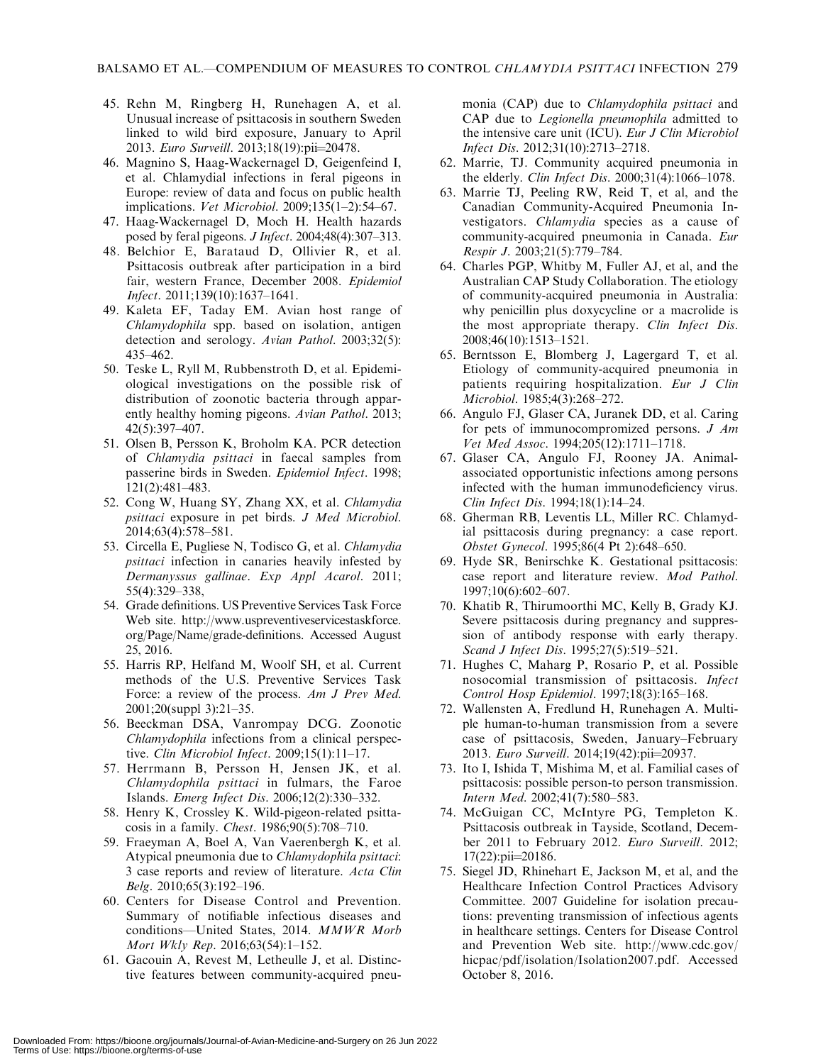45. Rehn M, Ringberg H, Runehagen A, et al. Unusual increase of psittacosis in southern Sweden linked to wild bird exposure, January to April 2013. *Euro Surveill*. 2013;18(19):pii=20478.
46. Magnino S, Haag-Wackernagel D, Geigenfeind I, et al. Chlamydial infections in feral pigeons in Europe: review of data and focus on public health implications. *Vet Microbiol*. 2009;135(1–2):54–67.
47. Haag-Wackernagel D, Moch H. Health hazards posed by feral pigeons. *J Infect*. 2004;48(4):307–313.
48. Belchior E, Barataud D, Ollivier R, et al. Psittacosis outbreak after participation in a bird fair, western France, December 2008. *Epidemiol Infect*. 2011;139(10):1637–1641.
49. Kaleta EF, Taday EM. Avian host range of *Chlamydophila* spp. based on isolation, antigen detection and serology. *Avian Pathol*. 2003;32(5): 435–462.
50. Teske L, Ryll M, Rubbenstroth D, et al. Epidemiological investigations on the possible risk of distribution of zoonotic bacteria through apparently healthy homing pigeons. *Avian Pathol*. 2013; 42(5):397–407.
51. Olsen B, Persson K, Broholm KA. PCR detection of *Chlamydia psittaci* in faecal samples from passerine birds in Sweden. *Epidemiol Infect*. 1998; 121(2):481–483.
52. Cong W, Huang SY, Zhang XX, et al. *Chlamydia psittaci* exposure in pet birds. *J Med Microbiol*. 2014;63(4):578–581.
53. Circella E, Pugliese N, Todisco G, et al. *Chlamydia psittaci* infection in canaries heavily infested by *Dermanyssus gallinae*. *Exp Appl Acarol*. 2011; 55(4):329–338,
54. Grade definitions. US Preventive Services Task Force Web site. http://www.uspreventiveservicestaskforce.org/Page/Name/grade-definitions. Accessed August 25, 2016.
55. Harris RP, Helfand M, Woolf SH, et al. Current methods of the U.S. Preventive Services Task Force: a review of the process. *Am J Prev Med*. 2001;20(suppl 3):21–35.
56. Beeckman DSA, Vanrompay DCG. Zoonotic *Chlamydophila* infections from a clinical perspective. *Clin Microbiol Infect*. 2009;15(1):11–17.
57. Herrmann B, Persson H, Jensen JK, et al. *Chlamydophila psittaci* in fulmars, the Faroe Islands. *Emerg Infect Dis*. 2006;12(2):330–332.
58. Henry K, Crossley K. Wild-pigeon-related psittacosis in a family. *Chest*. 1986;90(5):708–710.
59. Fraeyman A, Boel A, Van Vaerenbergh K, et al. Atypical pneumonia due to *Chlamydophila psittaci*: 3 case reports and review of literature. *Acta Clin Belg*. 2010;65(3):192–196.
60. Centers for Disease Control and Prevention. Summary of notifiable infectious diseases and conditions—United States, 2014. *MMWR Morb Mort Wkly Rep*. 2016;63(54):1–152.
61. Gacouin A, Revest M, Letheulle J, et al. Distinctive features between community-acquired pneumonia (CAP) due to *Chlamydophila psittaci* and CAP due to *Legionella pneumophila* admitted to the intensive care unit (ICU). *Eur J Clin Microbiol Infect Dis*. 2012;31(10):2713–2718.
62. Marrie, TJ. Community acquired pneumonia in the elderly. *Clin Infect Dis*. 2000;31(4):1066–1078.
63. Marrie TJ, Peeling RW, Reid T, et al, and the Canadian Community-Acquired Pneumonia Investigators. *Chlamydia* species as a cause of community-acquired pneumonia in Canada. *Eur Respir J*. 2003;21(5):779–784.
64. Charles PGP, Whitby M, Fuller AJ, et al, and the Australian CAP Study Collaboration. The etiology of community-acquired pneumonia in Australia: why penicillin plus doxycycline or a macrolide is the most appropriate therapy. *Clin Infect Dis*. 2008;46(10):1513–1521.
65. Berntsson E, Blomberg J, Lagergard T, et al. Etiology of community-acquired pneumonia in patients requiring hospitalization. *Eur J Clin Microbiol*. 1985;4(3):268–272.
66. Angulo FJ, Glaser CA, Juranek DD, et al. Caring for pets of immunocompromized persons. *J Am Vet Med Assoc*. 1994;205(12):1711–1718.
67. Glaser CA, Angulo FJ, Rooney JA. Animal-associated opportunistic infections among persons infected with the human immunodeficiency virus. *Clin Infect Dis*. 1994;18(1):14–24.
68. Gherman RB, Leventis LL, Miller RC. Chlamydial psittacosis during pregnancy: a case report. *Obstet Gynecol*. 1995;86(4 Pt 2):648–650.
69. Hyde SR, Benirschke K. Gestational psittacosis: case report and literature review. *Mod Pathol*. 1997;10(6):602–607.
70. Khatib R, Thirumoorthi MC, Kelly B, Grady KJ. Severe psittacosis during pregnancy and suppression of antibody response with early therapy. *Scand J Infect Dis*. 1995;27(5):519–521.
71. Hughes C, Maharg P, Rosario P, et al. Possible nosocomial transmission of psittacosis. *Infect Control Hosp Epidemiol*. 1997;18(3):165–168.
72. Wallensten A, Fredlund H, Runehagen A. Multiple human-to-human transmission from a severe case of psittacosis, Sweden, January–February 2013. *Euro Surveill*. 2014;19(42):pii=20937.
73. Ito I, Ishida T, Mishima M, et al. Familial cases of psittacosis: possible person-to person transmission. *Intern Med*. 2002;41(7):580–583.
74. McGuigan CC, McIntyre PG, Templeton K. Psittacosis outbreak in Tayside, Scotland, December 2011 to February 2012. *Euro Surveill*. 2012; 17(22):pii=20186.
75. Siegel JD, Rhinehart E, Jackson M, et al, and the Healthcare Infection Control Practices Advisory Committee. 2007 Guideline for isolation precautions: preventing transmission of infectious agents in healthcare settings. Centers for Disease Control and Prevention Web site. http://www.cdc.gov/hicpac/pdf/isolation/Isolation2007.pdf. Accessed October 8, 2016.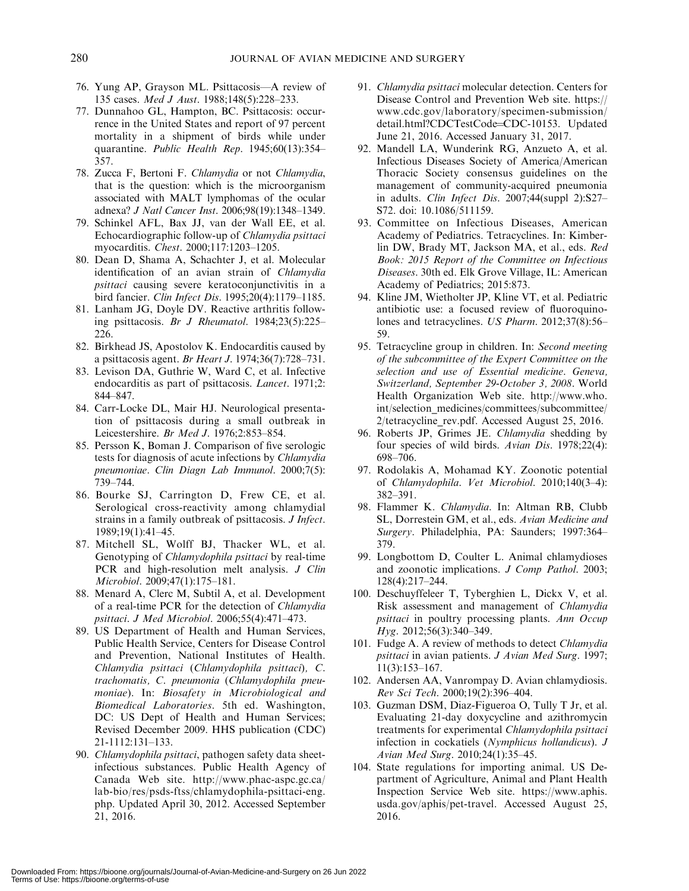76. Yung AP, Grayson ML. Psittacosis—A review of 135 cases. *Med J Aust*. 1988;148(5):228–233.
77. Dunnahoo GL, Hampton, BC. Psittacosis: occurrence in the United States and report of 97 percent mortality in a shipment of birds while under quarantine. *Public Health Rep*. 1945;60(13):354–357.
78. Zucca F, Bertoni F. *Chlamydia* or not *Chlamydia*, that is the question: which is the microorganism associated with MALT lymphomas of the ocular adnexa? *J Natl Cancer Inst*. 2006;98(19):1348–1349.
79. Schinkel AFL, Bax JJ, van der Wall EE, et al. Echocardiographic follow-up of *Chlamydia psittaci* myocarditis. *Chest*. 2000;117:1203–1205.
80. Dean D, Shama A, Schachter J, et al. Molecular identification of an avian strain of *Chlamydia psittaci* causing severe keratoconjunctivitis in a bird fancier. *Clin Infect Dis*. 1995;20(4):1179–1185.
81. Lanham JG, Doyle DV. Reactive arthritis following psittacosis. *Br J Rheumatol*. 1984;23(5):225–226.
82. Birkhead JS, Apostolov K. Endocarditis caused by a psittacosis agent. *Br Heart J*. 1974;36(7):728–731.
83. Levison DA, Guthrie W, Ward C, et al. Infective endocarditis as part of psittacosis. *Lancet*. 1971;2:844–847.
84. Carr-Locke DL, Mair HJ. Neurological presentation of psittacosis during a small outbreak in Leicestershire. *Br Med J*. 1976;2:853–854.
85. Persson K, Boman J. Comparison of five serologic tests for diagnosis of acute infections by *Chlamydia pneumoniae*. *Clin Diagn Lab Immunol*. 2000;7(5):739–744.
86. Bourke SJ, Carrington D, Frew CE, et al. Serological cross-reactivity among chlamydial strains in a family outbreak of psittacosis. *J Infect*. 1989;19(1):41–45.
87. Mitchell SL, Wolff BJ, Thacker WL, et al. Genotyping of *Chlamydophila psittaci* by real-time PCR and high-resolution melt analysis. *J Clin Microbiol*. 2009;47(1):175–181.
88. Menard A, Clerc M, Subtil A, et al. Development of a real-time PCR for the detection of *Chlamydia psittaci*. *J Med Microbiol*. 2006;55(4):471–473.
89. US Department of Health and Human Services, Public Health Service, Centers for Disease Control and Prevention, National Institutes of Health. *Chlamydia psittaci* (*Chlamydophila psittaci*), *C. trachomatis, C. pneumonia* (*Chlamydophila pneumoniae*). In: *Biosafety in Microbiological and Biomedical Laboratories*. 5th ed. Washington, DC: US Dept of Health and Human Services; Revised December 2009. HHS publication (CDC) 21-1112:131–133.
90. *Chlamydophila psittaci*, pathogen safety data sheet-infectious substances. Public Health Agency of Canada Web site. http://www.phac-aspc.gc.ca/lab-bio/res/psds-ftss/chlamydophila-psittaci-eng.php. Updated April 30, 2012. Accessed September 21, 2016.
91. *Chlamydia psittaci* molecular detection. Centers for Disease Control and Prevention Web site. https://www.cdc.gov/laboratory/specimen-submission/detail.html?CDCTestCode=CDC-10153. Updated June 21, 2016. Accessed January 31, 2017.
92. Mandell LA, Wunderink RG, Anzueto A, et al. Infectious Diseases Society of America/American Thoracic Society consensus guidelines on the management of community-acquired pneumonia in adults. *Clin Infect Dis*. 2007;44(suppl 2):S27–S72. doi: 10.1086/511159.
93. Committee on Infectious Diseases, American Academy of Pediatrics. Tetracyclines. In: Kimberlin DW, Brady MT, Jackson MA, et al., eds. *Red Book: 2015 Report of the Committee on Infectious Diseases*. 30th ed. Elk Grove Village, IL: American Academy of Pediatrics; 2015:873.
94. Kline JM, Wietholter JP, Kline VT, et al. Pediatric antibiotic use: a focused review of fluoroquinolones and tetracyclines. *US Pharm*. 2012;37(8):56–59.
95. Tetracycline group in children. In: *Second meeting of the subcommittee of the Expert Committee on the selection and use of Essential medicine. Geneva, Switzerland, September 29-October 3, 2008*. World Health Organization Web site. http://www.who.int/selection_medicines/committees/subcommittee/2/tetracycline_rev.pdf. Accessed August 25, 2016.
96. Roberts JP, Grimes JE. *Chlamydia* shedding by four species of wild birds. *Avian Dis*. 1978;22(4):698–706.
97. Rodolakis A, Mohamad KY. Zoonotic potential of *Chlamydophila*. *Vet Microbiol*. 2010;140(3–4):382–391.
98. Flammer K. *Chlamydia*. In: Altman RB, Clubb SL, Dorrestein GM, et al., eds. *Avian Medicine and Surgery*. Philadelphia, PA: Saunders; 1997:364–379.
99. Longbottom D, Coulter L. Animal chlamydioses and zoonotic implications. *J Comp Pathol*. 2003;128(4):217–244.
100. Deschuyffeleer T, Tyberghien L, Dickx V, et al. Risk assessment and management of *Chlamydia psittaci* in poultry processing plants. *Ann Occup Hyg*. 2012;56(3):340–349.
101. Fudge A. A review of methods to detect *Chlamydia psittaci* in avian patients. *J Avian Med Surg*. 1997;11(3):153–167.
102. Andersen AA, Vanrompay D. Avian chlamydiosis. *Rev Sci Tech*. 2000;19(2):396–404.
103. Guzman DSM, Diaz-Figueroa O, Tully T Jr, et al. Evaluating 21-day doxycycline and azithromycin treatments for experimental *Chlamydophila psittaci* infection in cockatiels (*Nymphicus hollandicus*). *J Avian Med Surg*. 2010;24(1):35–45.
104. State regulations for importing animal. US Department of Agriculture, Animal and Plant Health Inspection Service Web site. https://www.aphis.usda.gov/aphis/pet-travel. Accessed August 25, 2016.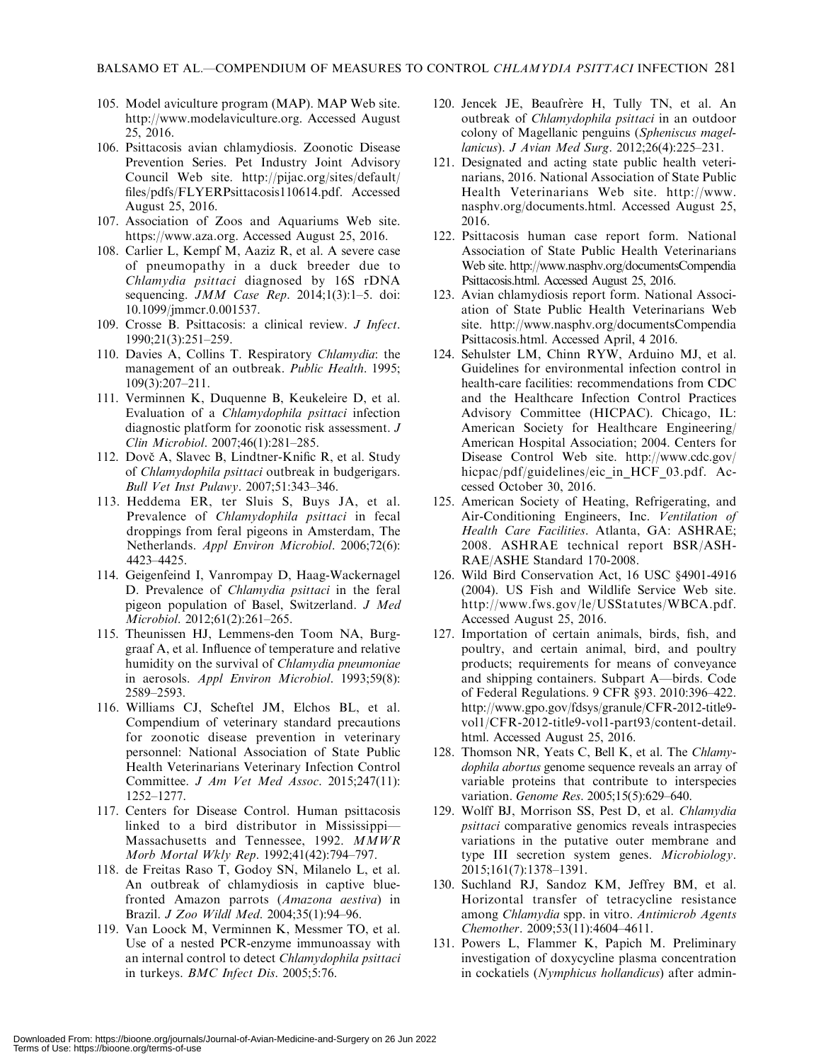105. Model aviculture program (MAP). MAP Web site. http://www.modelaviculture.org. Accessed August 25, 2016.
106. Psittacosis avian chlamydiosis. Zoonotic Disease Prevention Series. Pet Industry Joint Advisory Council Web site. http://pijac.org/sites/default/files/pdfs/FLYERPsittacosis110614.pdf. Accessed August 25, 2016.
107. Association of Zoos and Aquariums Web site. https://www.aza.org. Accessed August 25, 2016.
108. Carlier L, Kempf M, Aaziz R, et al. A severe case of pneumopathy in a duck breeder due to *Chlamydia psittaci* diagnosed by 16S rDNA sequencing. *JMM Case Rep*. 2014;1(3):1–5. doi: 10.1099/jmmcr.0.001537.
109. Crosse B. Psittacosis: a clinical review. *J Infect*. 1990;21(3):251–259.
110. Davies A, Collins T. Respiratory *Chlamydia*: the management of an outbreak. *Public Health*. 1995; 109(3):207–211.
111. Verminnen K, Duquenne B, Keukeleire D, et al. Evaluation of a *Chlamydophila psittaci* infection diagnostic platform for zoonotic risk assessment. *J Clin Microbiol*. 2007;46(1):281–285.
112. Dovč A, Slavec B, Lindtner-Knific R, et al. Study of *Chlamydophila psittaci* outbreak in budgerigars. *Bull Vet Inst Pulawy*. 2007;51:343–346.
113. Heddema ER, ter Sluis S, Buys JA, et al. Prevalence of *Chlamydophila psittaci* in fecal droppings from feral pigeons in Amsterdam, The Netherlands. *Appl Environ Microbiol*. 2006;72(6): 4423–4425.
114. Geigenfeind I, Vanrompay D, Haag-Wackernagel D. Prevalence of *Chlamydia psittaci* in the feral pigeon population of Basel, Switzerland. *J Med Microbiol*. 2012;61(2):261–265.
115. Theunissen HJ, Lemmens-den Toom NA, Burggraaf A, et al. Influence of temperature and relative humidity on the survival of *Chlamydia pneumoniae* in aerosols. *Appl Environ Microbiol*. 1993;59(8): 2589–2593.
116. Williams CJ, Scheftel JM, Elchos BL, et al. Compendium of veterinary standard precautions for zoonotic disease prevention in veterinary personnel: National Association of State Public Health Veterinarians Veterinary Infection Control Committee. *J Am Vet Med Assoc*. 2015;247(11): 1252–1277.
117. Centers for Disease Control. Human psittacosis linked to a bird distributor in Mississippi—Massachusetts and Tennessee, 1992. *MMWR Morb Mortal Wkly Rep*. 1992;41(42):794–797.
118. de Freitas Raso T, Godoy SN, Milanelo L, et al. An outbreak of chlamydiosis in captive blue-fronted Amazon parrots (*Amazona aestiva*) in Brazil. *J Zoo Wildl Med*. 2004;35(1):94–96.
119. Van Loock M, Verminnen K, Messmer TO, et al. Use of a nested PCR-enzyme immunoassay with an internal control to detect *Chlamydophila psittaci* in turkeys. *BMC Infect Dis*. 2005;5:76.
120. Jencek JE, Beaufrère H, Tully TN, et al. An outbreak of *Chlamydophila psittaci* in an outdoor colony of Magellanic penguins (*Spheniscus magellanicus*). *J Avian Med Surg*. 2012;26(4):225–231.
121. Designated and acting state public health veterinarians, 2016. National Association of State Public Health Veterinarians Web site. http://www.nasphv.org/documents.html. Accessed August 25, 2016.
122. Psittacosis human case report form. National Association of State Public Health Veterinarians Web site. http://www.nasphv.org/documentsCompendiaPsittacosis.html. Accessed August 25, 2016.
123. Avian chlamydiosis report form. National Association of State Public Health Veterinarians Web site. http://www.nasphv.org/documentsCompendiaPsittacosis.html. Accessed April, 4 2016.
124. Sehulster LM, Chinn RYW, Arduino MJ, et al. Guidelines for environmental infection control in health-care facilities: recommendations from CDC and the Healthcare Infection Control Practices Advisory Committee (HICPAC). Chicago, IL: American Society for Healthcare Engineering/American Hospital Association; 2004. Centers for Disease Control Web site. http://www.cdc.gov/hicpac/pdf/guidelines/eic_in_HCF_03.pdf. Accessed October 30, 2016.
125. American Society of Heating, Refrigerating, and Air-Conditioning Engineers, Inc. *Ventilation of Health Care Facilities*. Atlanta, GA: ASHRAE; 2008. ASHRAE technical report BSR/ASHRAE/ASHE Standard 170-2008.
126. Wild Bird Conservation Act, 16 USC §4901-4916 (2004). US Fish and Wildlife Service Web site. http://www.fws.gov/le/USStatutes/WBCA.pdf. Accessed August 25, 2016.
127. Importation of certain animals, birds, fish, and poultry, and certain animal, bird, and poultry products; requirements for means of conveyance and shipping containers. Subpart A—birds. Code of Federal Regulations. 9 CFR §93. 2010:396–422. http://www.gpo.gov/fdsys/granule/CFR-2012-title9-vol1/CFR-2012-title9-vol1-part93/content-detail.html. Accessed August 25, 2016.
128. Thomson NR, Yeats C, Bell K, et al. The *Chlamydophila abortus* genome sequence reveals an array of variable proteins that contribute to interspecies variation. *Genome Res*. 2005;15(5):629–640.
129. Wolff BJ, Morrison SS, Pest D, et al. *Chlamydia psittaci* comparative genomics reveals intraspecies variations in the putative outer membrane and type III secretion system genes. *Microbiology*. 2015;161(7):1378–1391.
130. Suchland RJ, Sandoz KM, Jeffrey BM, et al. Horizontal transfer of tetracycline resistance among *Chlamydia* spp. in vitro. *Antimicrob Agents Chemother*. 2009;53(11):4604–4611.
131. Powers L, Flammer K, Papich M. Preliminary investigation of doxycycline plasma concentration in cockatiels (*Nymphicus hollandicus*) after admin-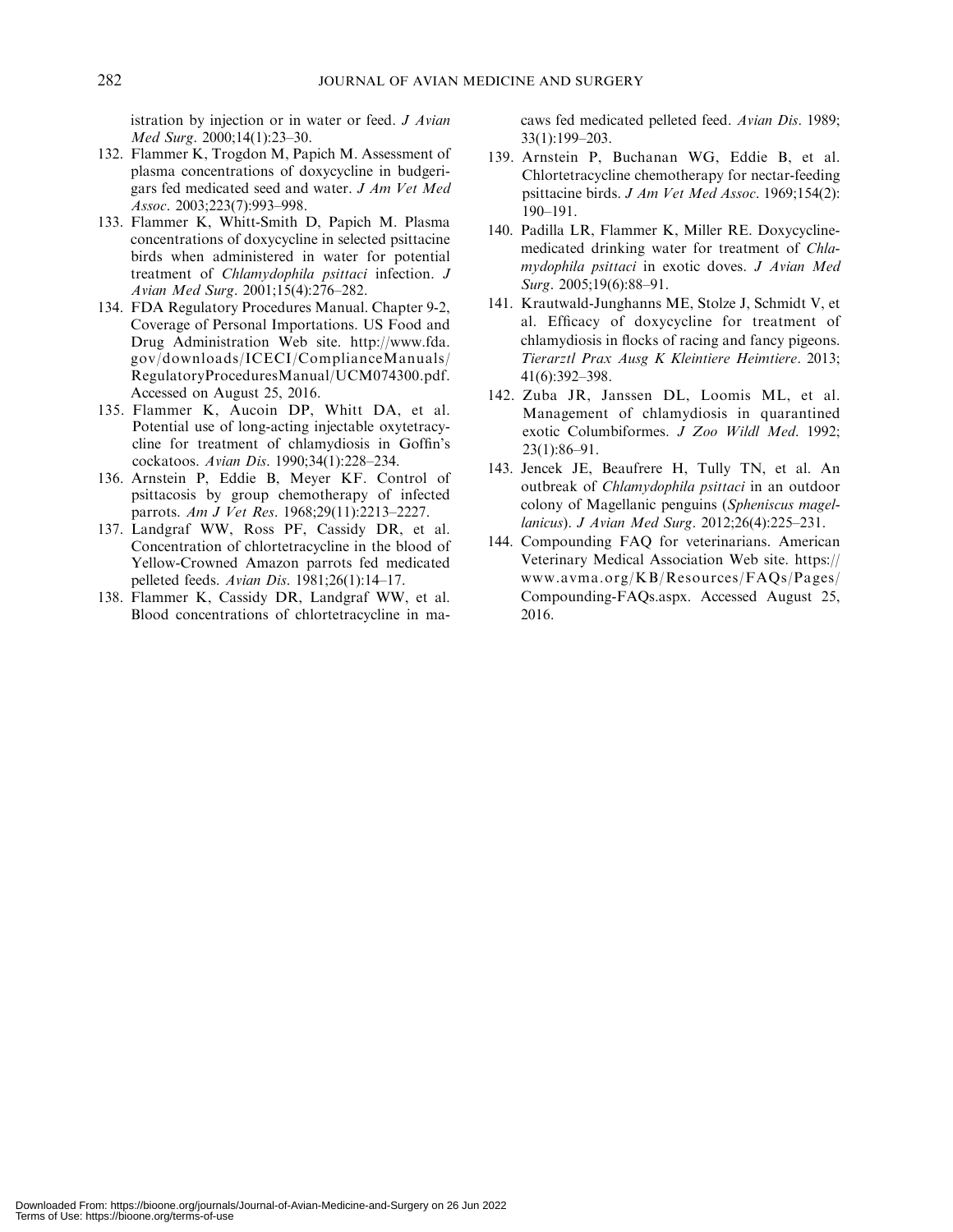istration by injection or in water or feed. *J Avian Med Surg*. 2000;14(1):23–30.

132. Flammer K, Trogdon M, Papich M. Assessment of plasma concentrations of doxycycline in budgerigars fed medicated seed and water. *J Am Vet Med Assoc*. 2003;223(7):993–998.
133. Flammer K, Whitt-Smith D, Papich M. Plasma concentrations of doxycycline in selected psittacine birds when administered in water for potential treatment of *Chlamydophila psittaci* infection. *J Avian Med Surg*. 2001;15(4):276–282.
134. FDA Regulatory Procedures Manual. Chapter 9-2, Coverage of Personal Importations. US Food and Drug Administration Web site. http://www.fda.gov/downloads/ICECI/ComplianceManuals/RegulatoryProceduresManual/UCM074300.pdf. Accessed on August 25, 2016.
135. Flammer K, Aucoin DP, Whitt DA, et al. Potential use of long-acting injectable oxytetracycline for treatment of chlamydiosis in Goffin's cockatoos. *Avian Dis*. 1990;34(1):228–234.
136. Arnstein P, Eddie B, Meyer KF. Control of psittacosis by group chemotherapy of infected parrots. *Am J Vet Res*. 1968;29(11):2213–2227.
137. Landgraf WW, Ross PF, Cassidy DR, et al. Concentration of chlortetracycline in the blood of Yellow-Crowned Amazon parrots fed medicated pelleted feeds. *Avian Dis*. 1981;26(1):14–17.
138. Flammer K, Cassidy DR, Landgraf WW, et al. Blood concentrations of chlortetracycline in macaws fed medicated pelleted feed. *Avian Dis*. 1989;33(1):199–203.
139. Arnstein P, Buchanan WG, Eddie B, et al. Chlortetracycline chemotherapy for nectar-feeding psittacine birds. *J Am Vet Med Assoc*. 1969;154(2):190–191.
140. Padilla LR, Flammer K, Miller RE. Doxycycline-medicated drinking water for treatment of *Chlamydophila psittaci* in exotic doves. *J Avian Med Surg*. 2005;19(6):88–91.
141. Krautwald-Junghanns ME, Stolze J, Schmidt V, et al. Efficacy of doxycycline for treatment of chlamydiosis in flocks of racing and fancy pigeons. *Tierarztl Prax Ausg K Kleintiere Heimtiere*. 2013;41(6):392–398.
142. Zuba JR, Janssen DL, Loomis ML, et al. Management of chlamydiosis in quarantined exotic Columbiformes. *J Zoo Wildl Med*. 1992;23(1):86–91.
143. Jencek JE, Beaufrere H, Tully TN, et al. An outbreak of *Chlamydophila psittaci* in an outdoor colony of Magellanic penguins (*Spheniscus magellanicus*). *J Avian Med Surg*. 2012;26(4):225–231.
144. Compounding FAQ for veterinarians. American Veterinary Medical Association Web site. https://www.avma.org/KB/Resources/FAQs/Pages/Compounding-FAQs.aspx. Accessed August 25, 2016.